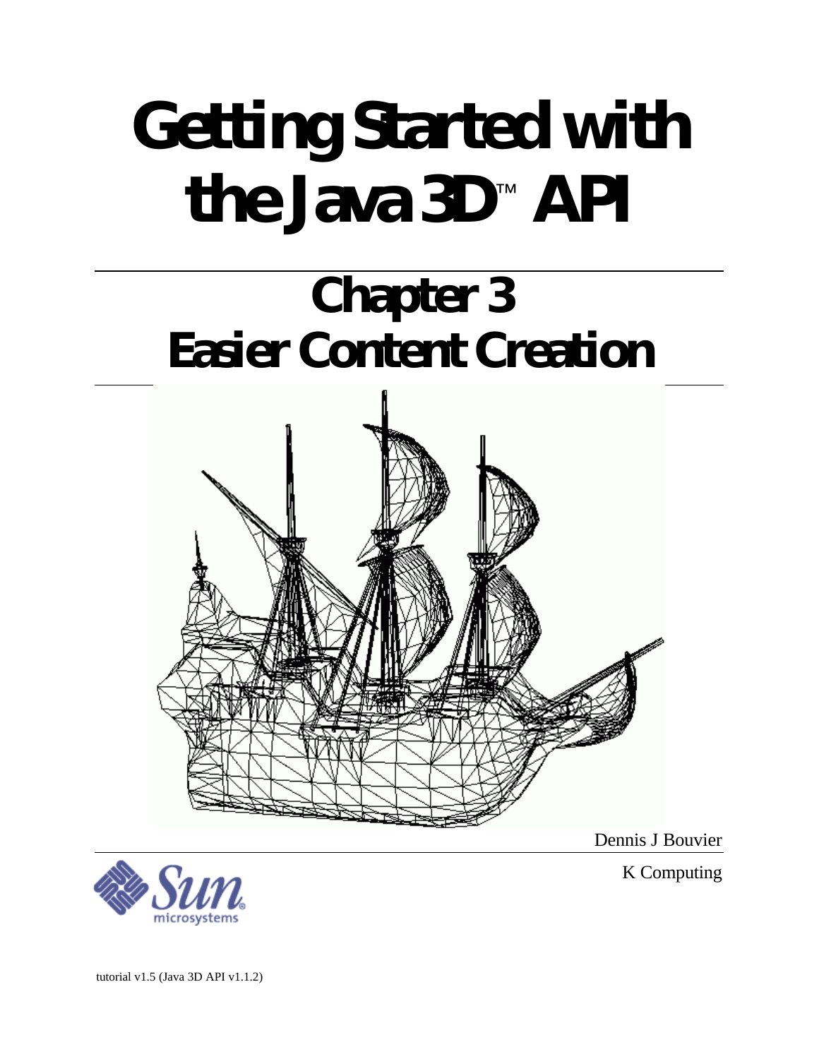# Getting Started with the Java 3D™ API

## Chapter 3
## Easier Content Creation

Dennis J Bouvier

K Computing

tutorial v1.5 (Java 3D API v1.1.2)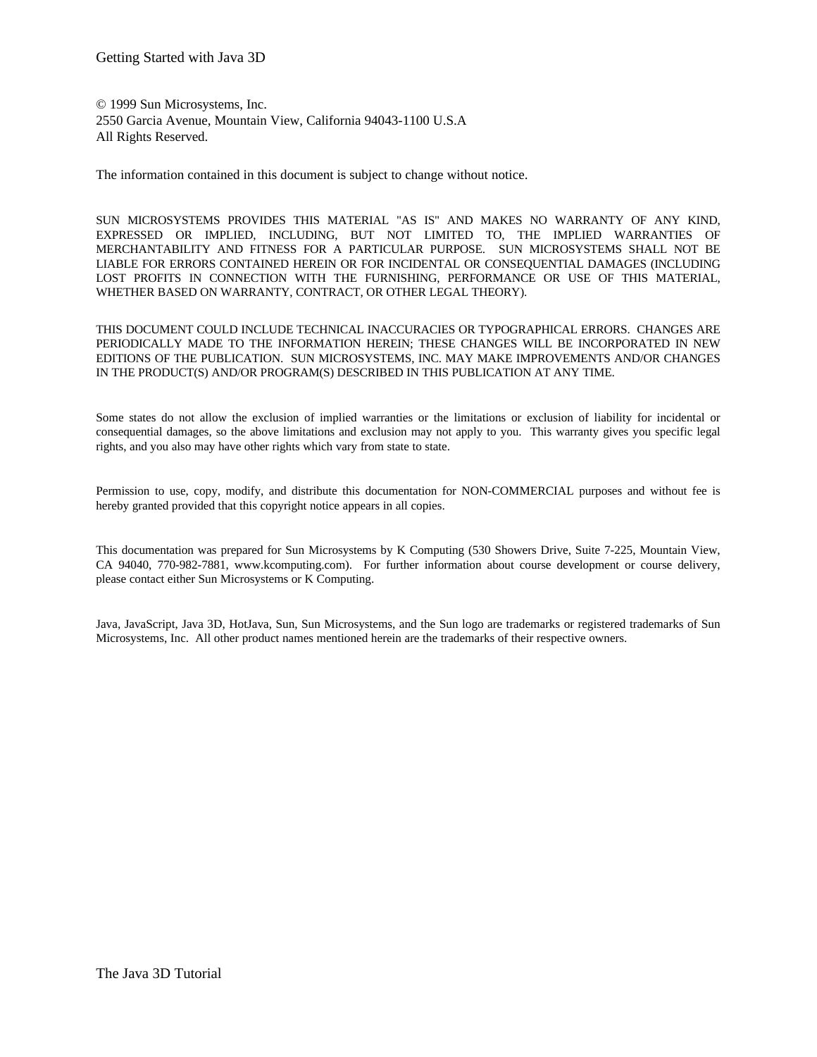© 1999 Sun Microsystems, Inc.
2550 Garcia Avenue, Mountain View, California 94043-1100 U.S.A
All Rights Reserved.

The information contained in this document is subject to change without notice.

SUN MICROSYSTEMS PROVIDES THIS MATERIAL "AS IS" AND MAKES NO WARRANTY OF ANY KIND, EXPRESSED OR IMPLIED, INCLUDING, BUT NOT LIMITED TO, THE IMPLIED WARRANTIES OF MERCHANTABILITY AND FITNESS FOR A PARTICULAR PURPOSE. SUN MICROSYSTEMS SHALL NOT BE LIABLE FOR ERRORS CONTAINED HEREIN OR FOR INCIDENTAL OR CONSEQUENTIAL DAMAGES (INCLUDING LOST PROFITS IN CONNECTION WITH THE FURNISHING, PERFORMANCE OR USE OF THIS MATERIAL, WHETHER BASED ON WARRANTY, CONTRACT, OR OTHER LEGAL THEORY).

THIS DOCUMENT COULD INCLUDE TECHNICAL INACCURACIES OR TYPOGRAPHICAL ERRORS. CHANGES ARE PERIODICALLY MADE TO THE INFORMATION HEREIN; THESE CHANGES WILL BE INCORPORATED IN NEW EDITIONS OF THE PUBLICATION. SUN MICROSYSTEMS, INC. MAY MAKE IMPROVEMENTS AND/OR CHANGES IN THE PRODUCT(S) AND/OR PROGRAM(S) DESCRIBED IN THIS PUBLICATION AT ANY TIME.

Some states do not allow the exclusion of implied warranties or the limitations or exclusion of liability for incidental or consequential damages, so the above limitations and exclusion may not apply to you. This warranty gives you specific legal rights, and you also may have other rights which vary from state to state.

Permission to use, copy, modify, and distribute this documentation for NON-COMMERCIAL purposes and without fee is hereby granted provided that this copyright notice appears in all copies.

This documentation was prepared for Sun Microsystems by K Computing (530 Showers Drive, Suite 7-225, Mountain View, CA 94040, 770-982-7881, www.kcomputing.com). For further information about course development or course delivery, please contact either Sun Microsystems or K Computing.

Java, JavaScript, Java 3D, HotJava, Sun, Sun Microsystems, and the Sun logo are trademarks or registered trademarks of Sun Microsystems, Inc. All other product names mentioned herein are the trademarks of their respective owners.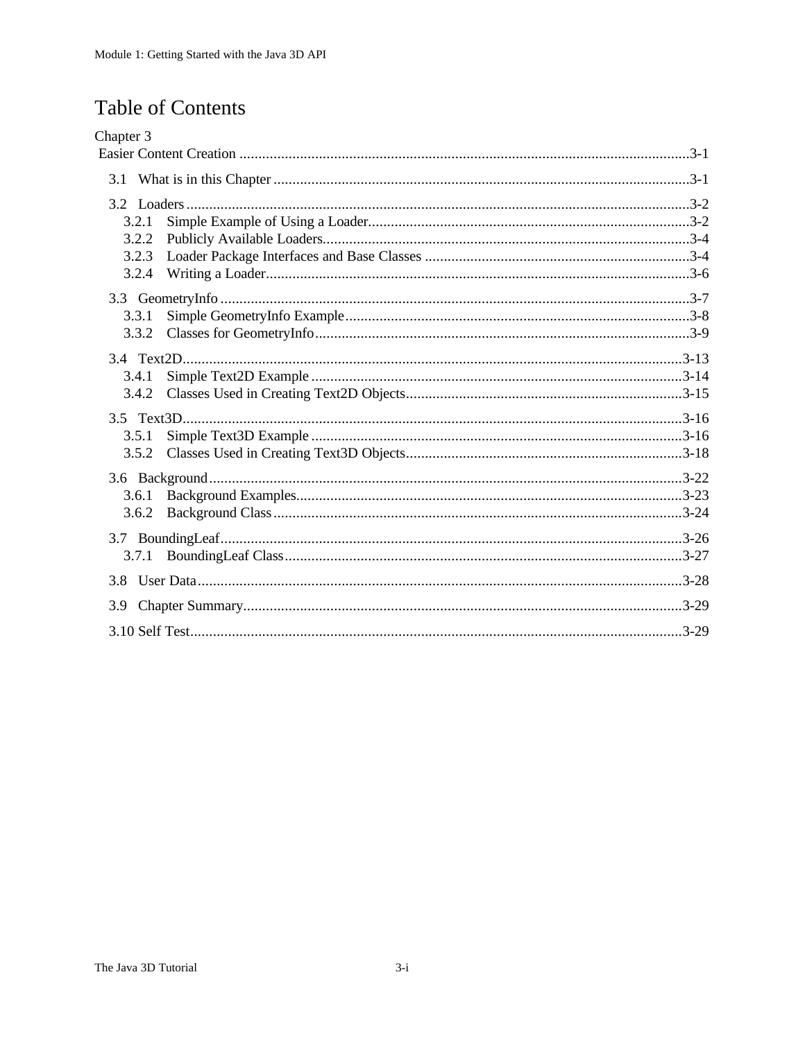# Table of Contents

Chapter 3
Easier Content Creation ....................................................................................................................3-1

- 3.1 What is in this Chapter ..............................................................................................................3-1
- 3.2 Loaders.......................................................................................................................................3-2
  - 3.2.1 Simple Example of Using a Loader....................................................................................3-2
  - 3.2.2 Publicly Available Loaders.................................................................................................3-4
  - 3.2.3 Loader Package Interfaces and Base Classes ......................................................................3-4
  - 3.2.4 Writing a Loader..................................................................................................................3-6
- 3.3 GeometryInfo .............................................................................................................................3-7
  - 3.3.1 Simple GeometryInfo Example...........................................................................................3-8
  - 3.3.2 Classes for GeometryInfo....................................................................................................3-9
- 3.4 Text2D.......................................................................................................................................3-13
  - 3.4.1 Simple Text2D Example ...................................................................................................3-14
  - 3.4.2 Classes Used in Creating Text2D Objects.........................................................................3-15
- 3.5 Text3D.......................................................................................................................................3-16
  - 3.5.1 Simple Text3D Example ...................................................................................................3-16
  - 3.5.2 Classes Used in Creating Text3D Objects.........................................................................3-18
- 3.6 Background...............................................................................................................................3-22
  - 3.6.1 Background Examples.......................................................................................................3-23
  - 3.6.2 Background Class .............................................................................................................3-24
- 3.7 BoundingLeaf............................................................................................................................3-26
  - 3.7.1 BoundingLeaf Class...........................................................................................................3-27
- 3.8 User Data...................................................................................................................................3-28
- 3.9 Chapter Summary......................................................................................................................3-29
- 3.10 Self Test....................................................................................................................................3-29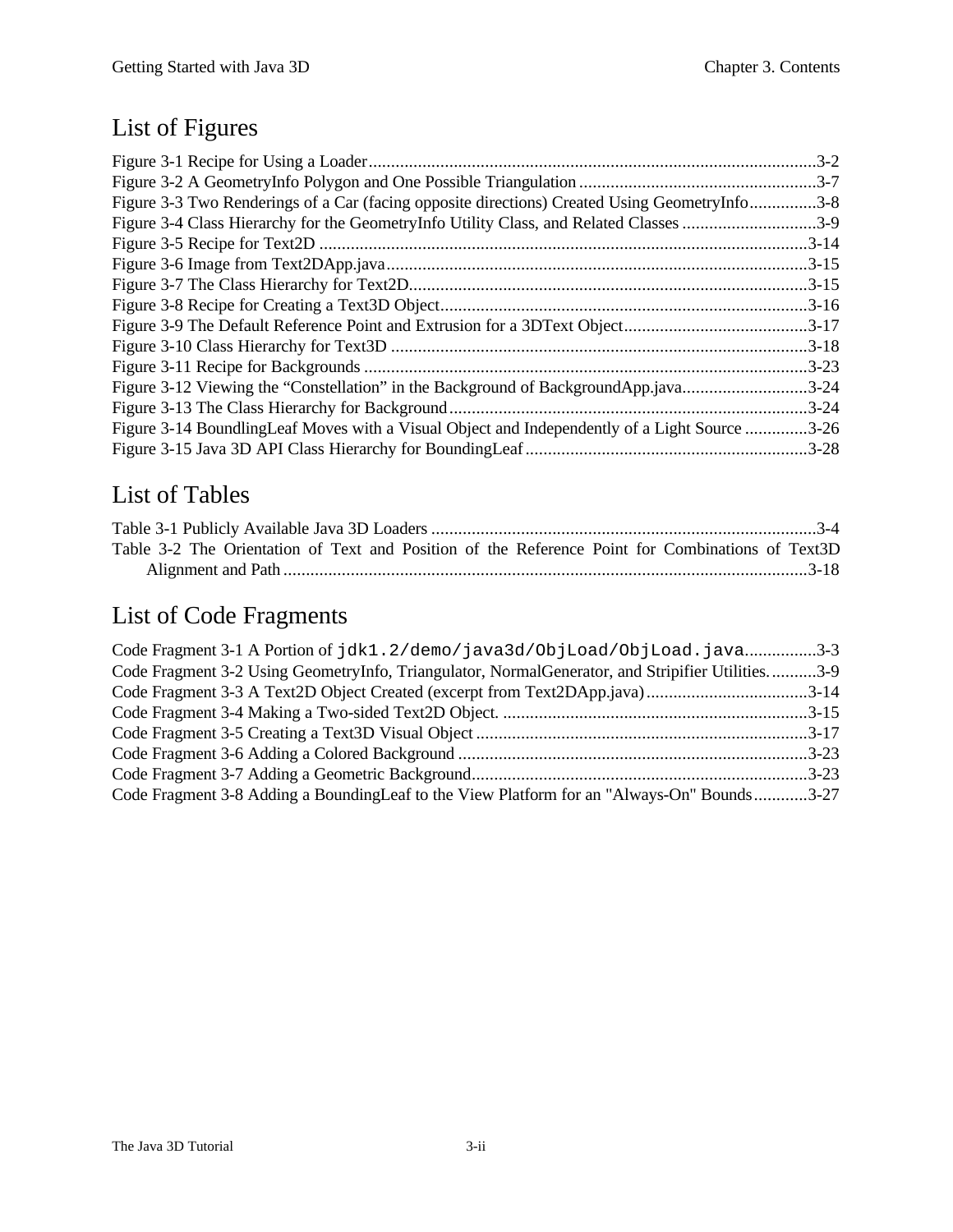## List of Figures

Figure 3-1 Recipe for Using a Loader....................................................................................................3-2
Figure 3-2 A GeometryInfo Polygon and One Possible Triangulation .....................................................3-7
Figure 3-3 Two Renderings of a Car (facing opposite directions) Created Using GeometryInfo...............3-8
Figure 3-4 Class Hierarchy for the GeometryInfo Utility Class, and Related Classes ..............................3-9
Figure 3-5 Recipe for Text2D ............................................................................................................3-14
Figure 3-6 Image from Text2DApp.java.............................................................................................3-15
Figure 3-7 The Class Hierarchy for Text2D.........................................................................................3-15
Figure 3-8 Recipe for Creating a Text3D Object..................................................................................3-16
Figure 3-9 The Default Reference Point and Extrusion for a 3DText Object..........................................3-17
Figure 3-10 Class Hierarchy for Text3D .............................................................................................3-18
Figure 3-11 Recipe for Backgrounds ...................................................................................................3-23
Figure 3-12 Viewing the "Constellation" in the Background of BackgroundApp.java............................3-24
Figure 3-13 The Class Hierarchy for Background................................................................................3-24
Figure 3-14 BoundlingLeaf Moves with a Visual Object and Independently of a Light Source ..............3-26
Figure 3-15 Java 3D API Class Hierarchy for BoundingLeaf...............................................................3-28

## List of Tables

Table 3-1 Publicly Available Java 3D Loaders ......................................................................................3-4
Table 3-2 The Orientation of Text and Position of the Reference Point for Combinations of Text3D Alignment and Path ......................................................................................................................3-18

## List of Code Fragments

Code Fragment 3-1 A Portion of `jdk1.2/demo/java3d/ObjLoad/ObjLoad.java`................3-3
Code Fragment 3-2 Using GeometryInfo, Triangulator, NormalGenerator, and Stripifier Utilities...........3-9
Code Fragment 3-3 A Text2D Object Created (excerpt from Text2DApp.java)....................................3-14
Code Fragment 3-4 Making a Two-sided Text2D Object. ....................................................................3-15
Code Fragment 3-5 Creating a Text3D Visual Object ..........................................................................3-17
Code Fragment 3-6 Adding a Colored Background ..............................................................................3-23
Code Fragment 3-7 Adding a Geometric Background...........................................................................3-23
Code Fragment 3-8 Adding a BoundingLeaf to the View Platform for an "Always-On" Bounds............3-27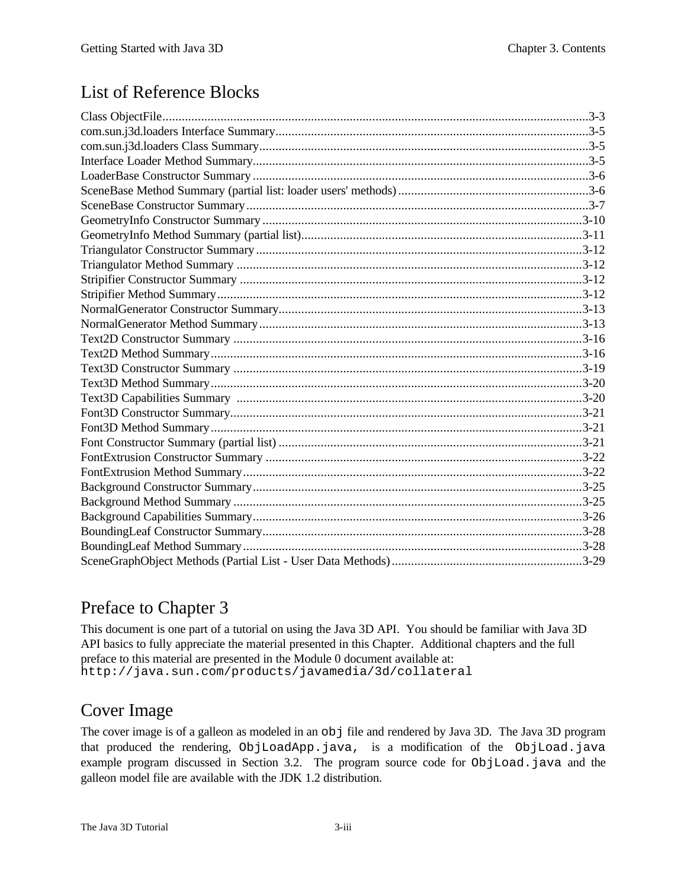## List of Reference Blocks

Class ObjectFile....................................................................................................................3-3
com.sun.j3d.loaders Interface Summary.................................................................................3-5
com.sun.j3d.loaders Class Summary......................................................................................3-5
Interface Loader Method Summary........................................................................................3-5
LoaderBase Constructor Summary........................................................................................3-6
SceneBase Method Summary (partial list: loader users' methods)...........................................3-6
SceneBase Constructor Summary..........................................................................................3-7
GeometryInfo Constructor Summary....................................................................................3-10
GeometryInfo Method Summary (partial list).......................................................................3-11
Triangulator Constructor Summary.......................................................................................3-12
Triangulator Method Summary............................................................................................3-12
Stripifier Constructor Summary............................................................................................3-12
Stripifier Method Summary..................................................................................................3-12
NormalGenerator Constructor Summary...............................................................................3-13
NormalGenerator Method Summary....................................................................................3-13
Text2D Constructor Summary.............................................................................................3-16
Text2D Method Summary...................................................................................................3-16
Text3D Constructor Summary.............................................................................................3-19
Text3D Method Summary...................................................................................................3-20
Text3D Capabilities Summary.............................................................................................3-20
Font3D Constructor Summary..............................................................................................3-21
Font3D Method Summary...................................................................................................3-21
Font Constructor Summary (partial list)...............................................................................3-21
FontExtrusion Constructor Summary...................................................................................3-22
FontExtrusion Method Summary.........................................................................................3-22
Background Constructor Summary......................................................................................3-25
Background Method Summary............................................................................................3-25
Background Capabilities Summary......................................................................................3-26
BoundingLeaf Constructor Summary...................................................................................3-28
BoundingLeaf Method Summary.........................................................................................3-28
SceneGraphObject Methods (Partial List - User Data Methods)............................................3-29

## Preface to Chapter 3

This document is one part of a tutorial on using the Java 3D API. You should be familiar with Java 3D API basics to fully appreciate the material presented in this Chapter. Additional chapters and the full preface to this material are presented in the Module 0 document available at:
`http://java.sun.com/products/javamedia/3d/collateral`

## Cover Image

The cover image is of a galleon as modeled in an `obj` file and rendered by Java 3D. The Java 3D program that produced the rendering, `ObjLoadApp.java,` is a modification of the `ObjLoad.java` example program discussed in Section 3.2. The program source code for `ObjLoad.java` and the galleon model file are available with the JDK 1.2 distribution.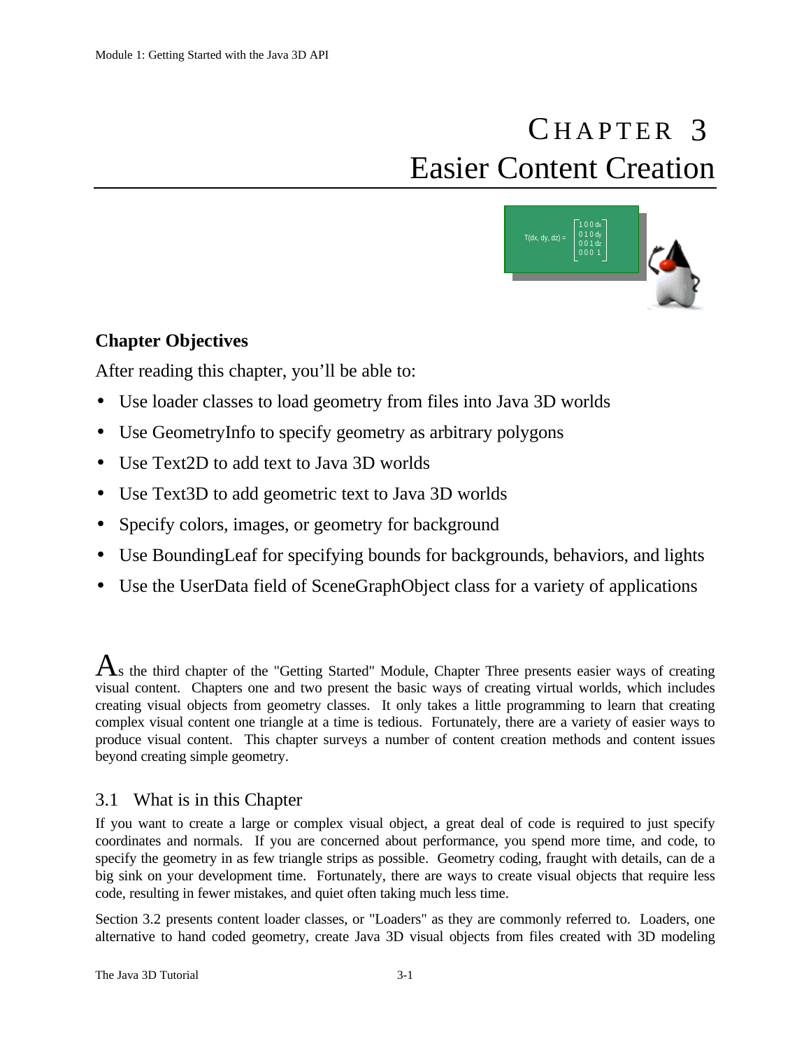# CHAPTER 3
# Easier Content Creation

## Chapter Objectives

After reading this chapter, you'll be able to:

- Use loader classes to load geometry from files into Java 3D worlds
- Use GeometryInfo to specify geometry as arbitrary polygons
- Use Text2D to add text to Java 3D worlds
- Use Text3D to add geometric text to Java 3D worlds
- Specify colors, images, or geometry for background
- Use BoundingLeaf for specifying bounds for backgrounds, behaviors, and lights
- Use the UserData field of SceneGraphObject class for a variety of applications

As the third chapter of the "Getting Started" Module, Chapter Three presents easier ways of creating visual content. Chapters one and two present the basic ways of creating virtual worlds, which includes creating visual objects from geometry classes. It only takes a little programming to learn that creating complex visual content one triangle at a time is tedious. Fortunately, there are a variety of easier ways to produce visual content. This chapter surveys a number of content creation methods and content issues beyond creating simple geometry.

## 3.1 What is in this Chapter

If you want to create a large or complex visual object, a great deal of code is required to just specify coordinates and normals. If you are concerned about performance, you spend more time, and code, to specify the geometry in as few triangle strips as possible. Geometry coding, fraught with details, can de a big sink on your development time. Fortunately, there are ways to create visual objects that require less code, resulting in fewer mistakes, and quiet often taking much less time.

Section 3.2 presents content loader classes, or "Loaders" as they are commonly referred to. Loaders, one alternative to hand coded geometry, create Java 3D visual objects from files created with 3D modeling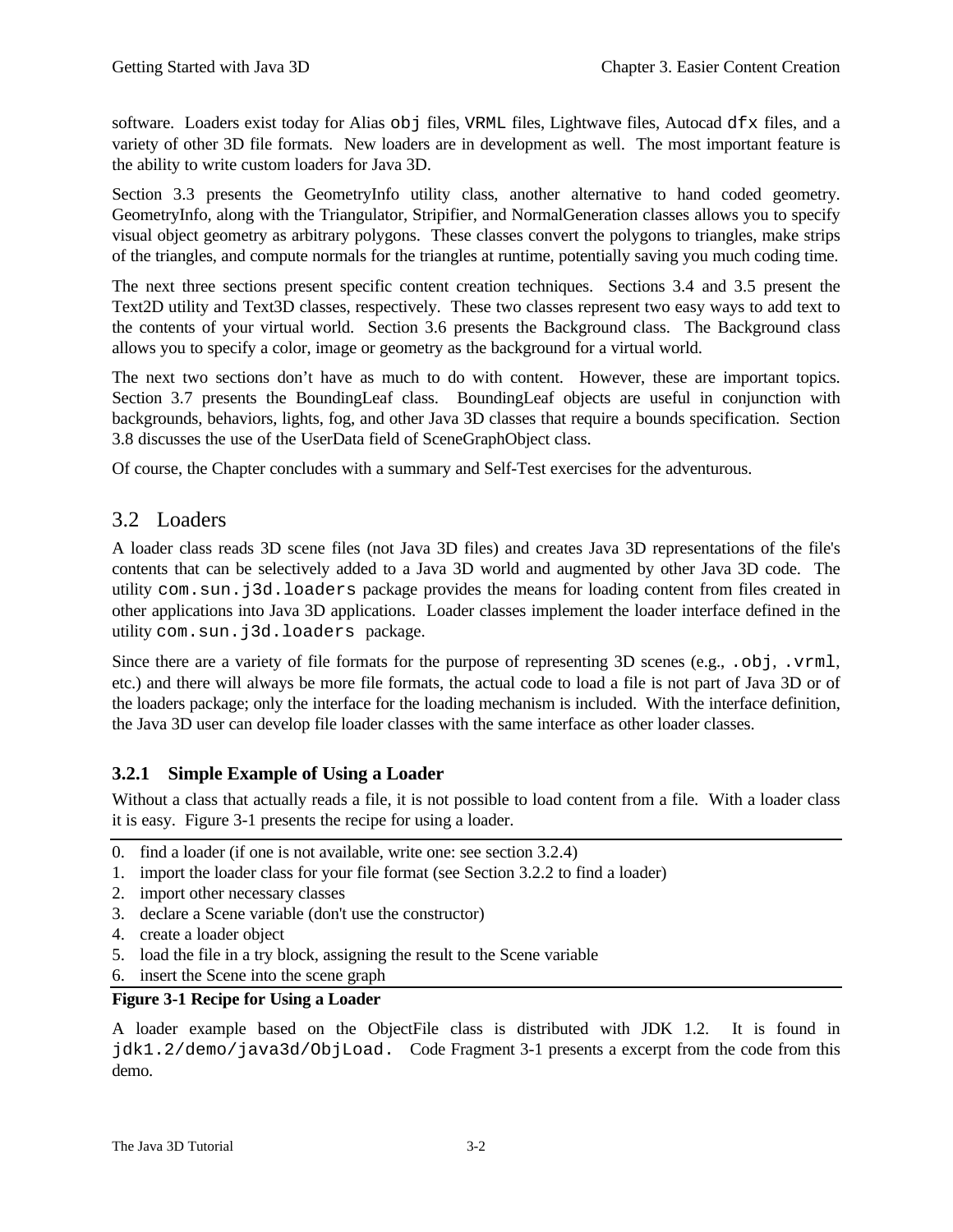software. Loaders exist today for Alias `obj` files, `VRML` files, Lightwave files, Autocad `dfx` files, and a variety of other 3D file formats. New loaders are in development as well. The most important feature is the ability to write custom loaders for Java 3D.

Section 3.3 presents the GeometryInfo utility class, another alternative to hand coded geometry. GeometryInfo, along with the Triangulator, Stripifier, and NormalGeneration classes allows you to specify visual object geometry as arbitrary polygons. These classes convert the polygons to triangles, make strips of the triangles, and compute normals for the triangles at runtime, potentially saving you much coding time.

The next three sections present specific content creation techniques. Sections 3.4 and 3.5 present the Text2D utility and Text3D classes, respectively. These two classes represent two easy ways to add text to the contents of your virtual world. Section 3.6 presents the Background class. The Background class allows you to specify a color, image or geometry as the background for a virtual world.

The next two sections don't have as much to do with content. However, these are important topics. Section 3.7 presents the BoundingLeaf class. BoundingLeaf objects are useful in conjunction with backgrounds, behaviors, lights, fog, and other Java 3D classes that require a bounds specification. Section 3.8 discusses the use of the UserData field of SceneGraphObject class.

Of course, the Chapter concludes with a summary and Self-Test exercises for the adventurous.

## 3.2 Loaders

A loader class reads 3D scene files (not Java 3D files) and creates Java 3D representations of the file's contents that can be selectively added to a Java 3D world and augmented by other Java 3D code. The utility `com.sun.j3d.loaders` package provides the means for loading content from files created in other applications into Java 3D applications. Loader classes implement the loader interface defined in the utility `com.sun.j3d.loaders` package.

Since there are a variety of file formats for the purpose of representing 3D scenes (e.g., `.obj`, `.vrml`, etc.) and there will always be more file formats, the actual code to load a file is not part of Java 3D or of the loaders package; only the interface for the loading mechanism is included. With the interface definition, the Java 3D user can develop file loader classes with the same interface as other loader classes.

### 3.2.1 Simple Example of Using a Loader

Without a class that actually reads a file, it is not possible to load content from a file. With a loader class it is easy. Figure 3-1 presents the recipe for using a loader.

0. find a loader (if one is not available, write one: see section 3.2.4)
1. import the loader class for your file format (see Section 3.2.2 to find a loader)
2. import other necessary classes
3. declare a Scene variable (don't use the constructor)
4. create a loader object
5. load the file in a try block, assigning the result to the Scene variable
6. insert the Scene into the scene graph

**Figure 3-1 Recipe for Using a Loader**

A loader example based on the ObjectFile class is distributed with JDK 1.2. It is found in `jdk1.2/demo/java3d/ObjLoad.` Code Fragment 3-1 presents a excerpt from the code from this demo.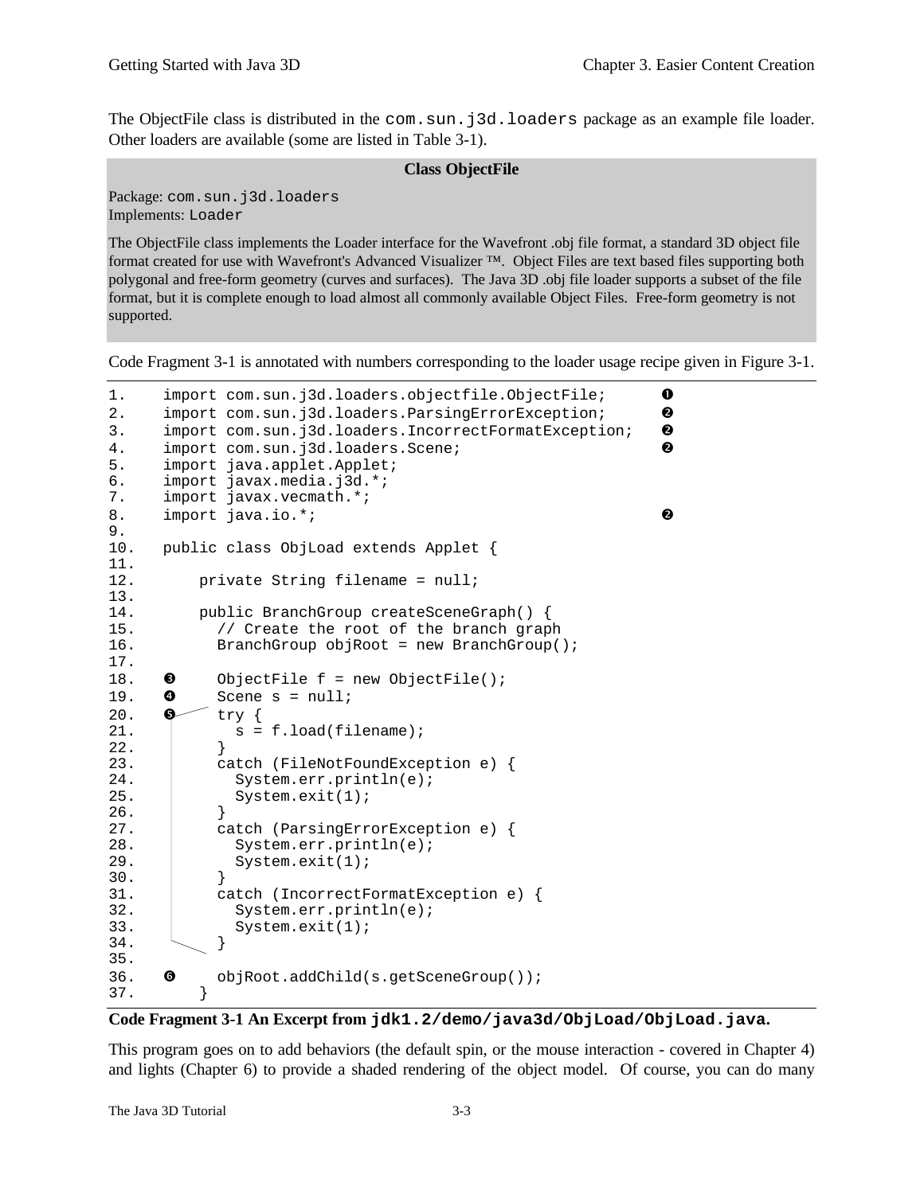The ObjectFile class is distributed in the `com.sun.j3d.loaders` package as an example file loader. Other loaders are available (some are listed in Table 3-1).

**Class ObjectFile**

Package: `com.sun.j3d.loaders`
Implements: `Loader`

The ObjectFile class implements the Loader interface for the Wavefront .obj file format, a standard 3D object file format created for use with Wavefront's Advanced Visualizer ™. Object Files are text based files supporting both polygonal and free-form geometry (curves and surfaces). The Java 3D .obj file loader supports a subset of the file format, but it is complete enough to load almost all commonly available Object Files. Free-form geometry is not supported.

Code Fragment 3-1 is annotated with numbers corresponding to the loader usage recipe given in Figure 3-1.

```
1.     import com.sun.j3d.loaders.objectfile.ObjectFile;      ❶
2.     import com.sun.j3d.loaders.ParsingErrorException;      ❷
3.     import com.sun.j3d.loaders.IncorrectFormatException;   ❷
4.     import com.sun.j3d.loaders.Scene;                      ❷
5.     import java.applet.Applet;
6.     import javax.media.j3d.*;
7.     import javax.vecmath.*;
8.     import java.io.*;                                      ❷
9.
10.    public class ObjLoad extends Applet {
11.
12.        private String filename = null;
13.
14.        public BranchGroup createSceneGraph() {
15.          // Create the root of the branch graph
16.          BranchGroup objRoot = new BranchGroup();
17.
18.   ❸     ObjectFile f = new ObjectFile();
19.   ❹     Scene s = null;
20.   ❺     try {
21.            s = f.load(filename);
22.          }
23.          catch (FileNotFoundException e) {
24.            System.err.println(e);
25.            System.exit(1);
26.          }
27.          catch (ParsingErrorException e) {
28.            System.err.println(e);
29.            System.exit(1);
30.          }
31.          catch (IncorrectFormatException e) {
32.            System.err.println(e);
33.            System.exit(1);
34.          }
35.
36.   ❻     objRoot.addChild(s.getSceneGroup());
37.        }
```

**Code Fragment 3-1 An Excerpt from `jdk1.2/demo/java3d/ObjLoad/ObjLoad.java`.**

This program goes on to add behaviors (the default spin, or the mouse interaction - covered in Chapter 4) and lights (Chapter 6) to provide a shaded rendering of the object model. Of course, you can do many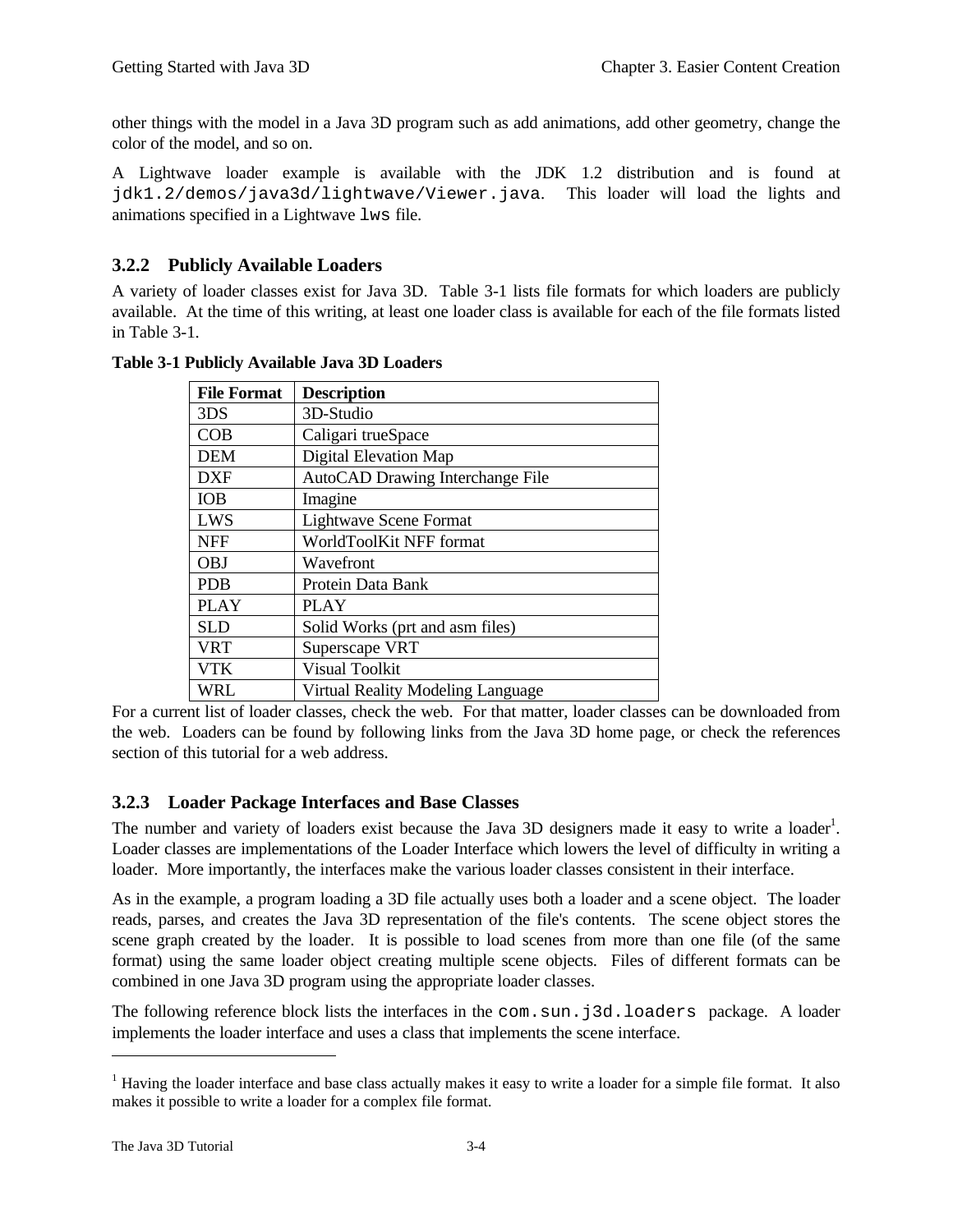other things with the model in a Java 3D program such as add animations, add other geometry, change the color of the model, and so on.

A Lightwave loader example is available with the JDK 1.2 distribution and is found at `jdk1.2/demos/java3d/lightwave/Viewer.java`. This loader will load the lights and animations specified in a Lightwave `lws` file.

### 3.2.2 Publicly Available Loaders

A variety of loader classes exist for Java 3D. Table 3-1 lists file formats for which loaders are publicly available. At the time of this writing, at least one loader class is available for each of the file formats listed in Table 3-1.

**Table 3-1 Publicly Available Java 3D Loaders**

| File Format | Description |
|---|---|
| 3DS | 3D-Studio |
| COB | Caligari trueSpace |
| DEM | Digital Elevation Map |
| DXF | AutoCAD Drawing Interchange File |
| IOB | Imagine |
| LWS | Lightwave Scene Format |
| NFF | WorldToolKit NFF format |
| OBJ | Wavefront |
| PDB | Protein Data Bank |
| PLAY | PLAY |
| SLD | Solid Works (prt and asm files) |
| VRT | Superscape VRT |
| VTK | Visual Toolkit |
| WRL | Virtual Reality Modeling Language |

For a current list of loader classes, check the web. For that matter, loader classes can be downloaded from the web. Loaders can be found by following links from the Java 3D home page, or check the references section of this tutorial for a web address.

### 3.2.3 Loader Package Interfaces and Base Classes

The number and variety of loaders exist because the Java 3D designers made it easy to write a loader[1]. Loader classes are implementations of the Loader Interface which lowers the level of difficulty in writing a loader. More importantly, the interfaces make the various loader classes consistent in their interface.

As in the example, a program loading a 3D file actually uses both a loader and a scene object. The loader reads, parses, and creates the Java 3D representation of the file's contents. The scene object stores the scene graph created by the loader. It is possible to load scenes from more than one file (of the same format) using the same loader object creating multiple scene objects. Files of different formats can be combined in one Java 3D program using the appropriate loader classes.

The following reference block lists the interfaces in the `com.sun.j3d.loaders` package. A loader implements the loader interface and uses a class that implements the scene interface.

---

[1] Having the loader interface and base class actually makes it easy to write a loader for a simple file format. It also makes it possible to write a loader for a complex file format.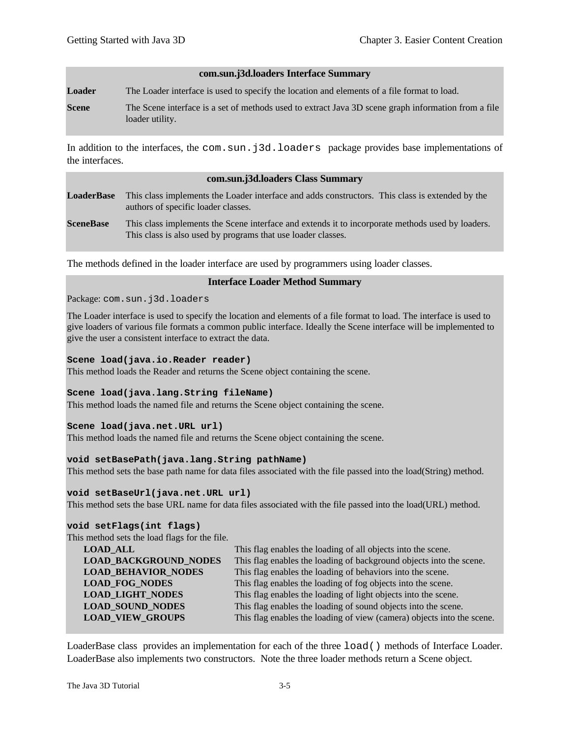| com.sun.j3d.loaders Interface Summary | |
|---|---|
| **Loader** | The Loader interface is used to specify the location and elements of a file format to load. |
| **Scene** | The Scene interface is a set of methods used to extract Java 3D scene graph information from a file loader utility. |

In addition to the interfaces, the `com.sun.j3d.loaders` package provides base implementations of the interfaces.

| com.sun.j3d.loaders Class Summary | |
|---|---|
| **LoaderBase** | This class implements the Loader interface and adds constructors. This class is extended by the authors of specific loader classes. |
| **SceneBase** | This class implements the Scene interface and extends it to incorporate methods used by loaders. This class is also used by programs that use loader classes. |

The methods defined in the loader interface are used by programmers using loader classes.

**Interface Loader Method Summary**

Package: `com.sun.j3d.loaders`

The Loader interface is used to specify the location and elements of a file format to load. The interface is used to give loaders of various file formats a common public interface. Ideally the Scene interface will be implemented to give the user a consistent interface to extract the data.

**`Scene load(java.io.Reader reader)`**
This method loads the Reader and returns the Scene object containing the scene.

**`Scene load(java.lang.String fileName)`**
This method loads the named file and returns the Scene object containing the scene.

**`Scene load(java.net.URL url)`**
This method loads the named file and returns the Scene object containing the scene.

**`void setBasePath(java.lang.String pathName)`**
This method sets the base path name for data files associated with the file passed into the load(String) method.

**`void setBaseUrl(java.net.URL url)`**
This method sets the base URL name for data files associated with the file passed into the load(URL) method.

**`void setFlags(int flags)`**
This method sets the load flags for the file.

| Flag | Description |
|---|---|
| **LOAD_ALL** | This flag enables the loading of all objects into the scene. |
| **LOAD_BACKGROUND_NODES** | This flag enables the loading of background objects into the scene. |
| **LOAD_BEHAVIOR_NODES** | This flag enables the loading of behaviors into the scene. |
| **LOAD_FOG_NODES** | This flag enables the loading of fog objects into the scene. |
| **LOAD_LIGHT_NODES** | This flag enables the loading of light objects into the scene. |
| **LOAD_SOUND_NODES** | This flag enables the loading of sound objects into the scene. |
| **LOAD_VIEW_GROUPS** | This flag enables the loading of view (camera) objects into the scene. |

LoaderBase class provides an implementation for each of the three `load()` methods of Interface Loader. LoaderBase also implements two constructors. Note the three loader methods return a Scene object.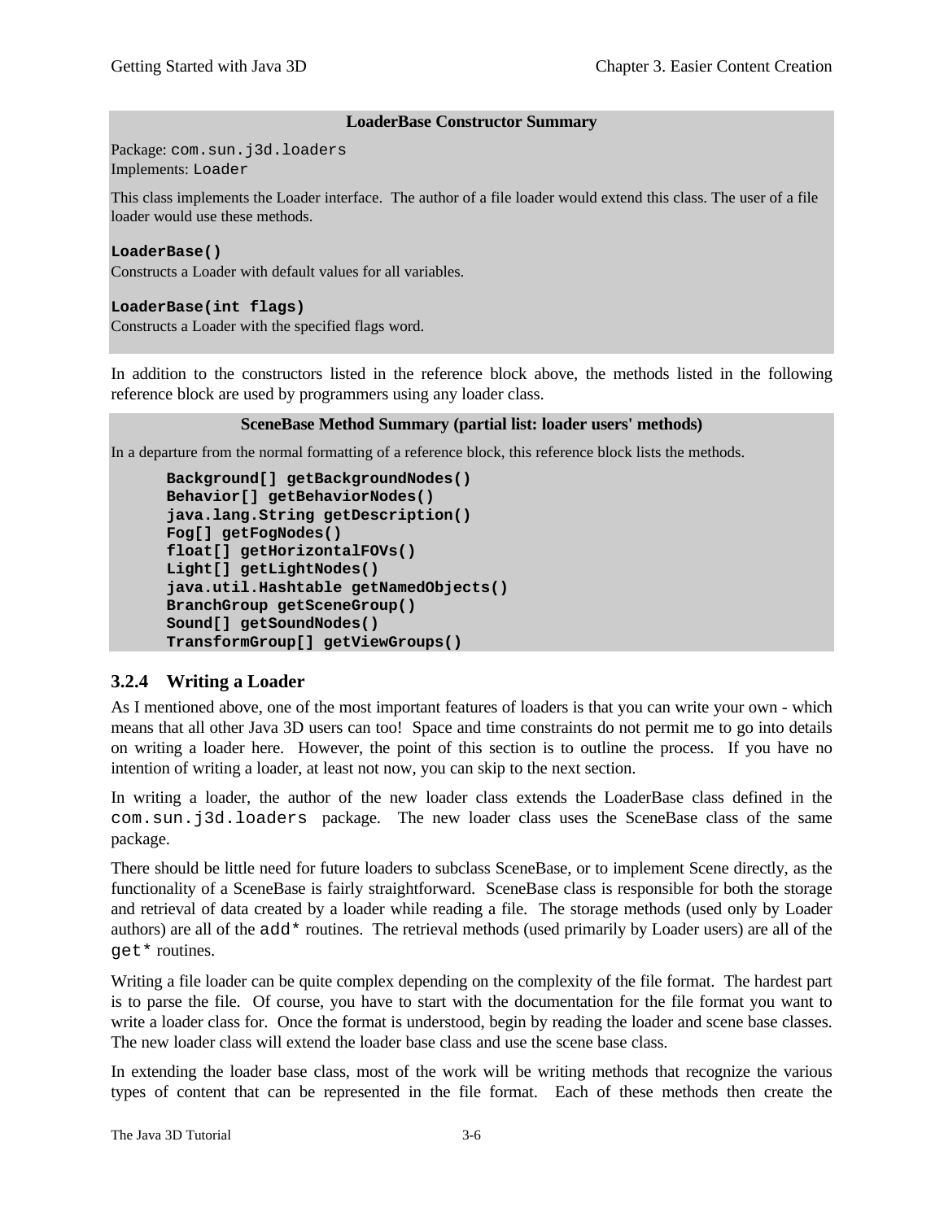**LoaderBase Constructor Summary**

Package: `com.sun.j3d.loaders`
Implements: `Loader`

This class implements the Loader interface. The author of a file loader would extend this class. The user of a file loader would use these methods.

**`LoaderBase()`**
Constructs a Loader with default values for all variables.

**`LoaderBase(int flags)`**
Constructs a Loader with the specified flags word.

In addition to the constructors listed in the reference block above, the methods listed in the following reference block are used by programmers using any loader class.

**SceneBase Method Summary (partial list: loader users' methods)**

In a departure from the normal formatting of a reference block, this reference block lists the methods.

```
Background[] getBackgroundNodes()
Behavior[] getBehaviorNodes()
java.lang.String getDescription()
Fog[] getFogNodes()
float[] getHorizontalFOVs()
Light[] getLightNodes()
java.util.Hashtable getNamedObjects()
BranchGroup getSceneGroup()
Sound[] getSoundNodes()
TransformGroup[] getViewGroups()
```

### 3.2.4 Writing a Loader

As I mentioned above, one of the most important features of loaders is that you can write your own - which means that all other Java 3D users can too! Space and time constraints do not permit me to go into details on writing a loader here. However, the point of this section is to outline the process. If you have no intention of writing a loader, at least not now, you can skip to the next section.

In writing a loader, the author of the new loader class extends the LoaderBase class defined in the `com.sun.j3d.loaders` package. The new loader class uses the SceneBase class of the same package.

There should be little need for future loaders to subclass SceneBase, or to implement Scene directly, as the functionality of a SceneBase is fairly straightforward. SceneBase class is responsible for both the storage and retrieval of data created by a loader while reading a file. The storage methods (used only by Loader authors) are all of the `add*` routines. The retrieval methods (used primarily by Loader users) are all of the `get*` routines.

Writing a file loader can be quite complex depending on the complexity of the file format. The hardest part is to parse the file. Of course, you have to start with the documentation for the file format you want to write a loader class for. Once the format is understood, begin by reading the loader and scene base classes. The new loader class will extend the loader base class and use the scene base class.

In extending the loader base class, most of the work will be writing methods that recognize the various types of content that can be represented in the file format. Each of these methods then create the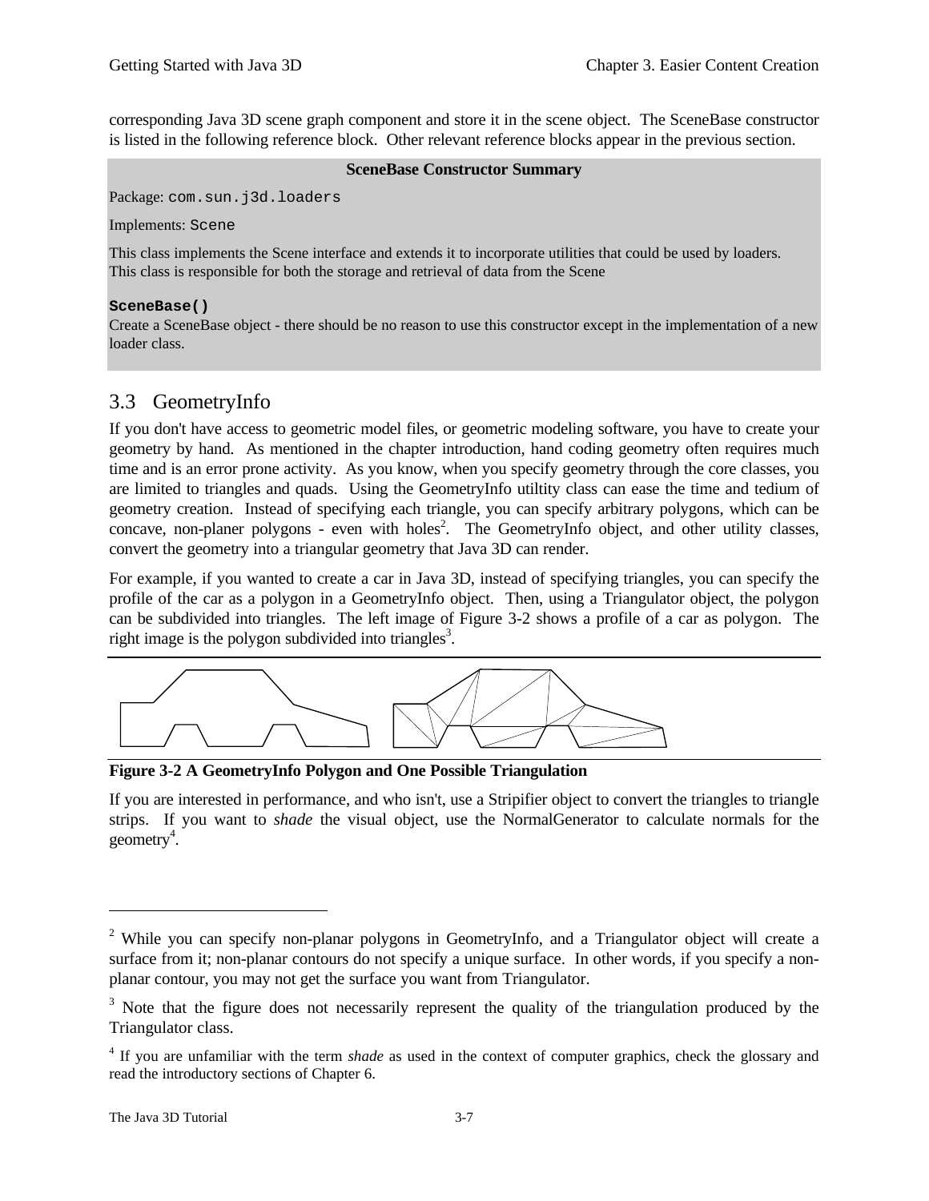corresponding Java 3D scene graph component and store it in the scene object. The SceneBase constructor is listed in the following reference block. Other relevant reference blocks appear in the previous section.

**SceneBase Constructor Summary**

Package: `com.sun.j3d.loaders`

Implements: `Scene`

This class implements the Scene interface and extends it to incorporate utilities that could be used by loaders. This class is responsible for both the storage and retrieval of data from the Scene

**`SceneBase()`**
Create a SceneBase object - there should be no reason to use this constructor except in the implementation of a new loader class.

## 3.3 GeometryInfo

If you don't have access to geometric model files, or geometric modeling software, you have to create your geometry by hand. As mentioned in the chapter introduction, hand coding geometry often requires much time and is an error prone activity. As you know, when you specify geometry through the core classes, you are limited to triangles and quads. Using the GeometryInfo utiltity class can ease the time and tedium of geometry creation. Instead of specifying each triangle, you can specify arbitrary polygons, which can be concave, non-planer polygons - even with holes[2]. The GeometryInfo object, and other utility classes, convert the geometry into a triangular geometry that Java 3D can render.

For example, if you wanted to create a car in Java 3D, instead of specifying triangles, you can specify the profile of the car as a polygon in a GeometryInfo object. Then, using a Triangulator object, the polygon can be subdivided into triangles. The left image of Figure 3-2 shows a profile of a car as polygon. The right image is the polygon subdivided into triangles[3].

**Figure 3-2 A GeometryInfo Polygon and One Possible Triangulation**

If you are interested in performance, and who isn't, use a Stripifier object to convert the triangles to triangle strips. If you want to *shade* the visual object, use the NormalGenerator to calculate normals for the geometry[4].

---

[2] While you can specify non-planar polygons in GeometryInfo, and a Triangulator object will create a surface from it; non-planar contours do not specify a unique surface. In other words, if you specify a non-planar contour, you may not get the surface you want from Triangulator.

[3] Note that the figure does not necessarily represent the quality of the triangulation produced by the Triangulator class.

[4] If you are unfamiliar with the term *shade* as used in the context of computer graphics, check the glossary and read the introductory sections of Chapter 6.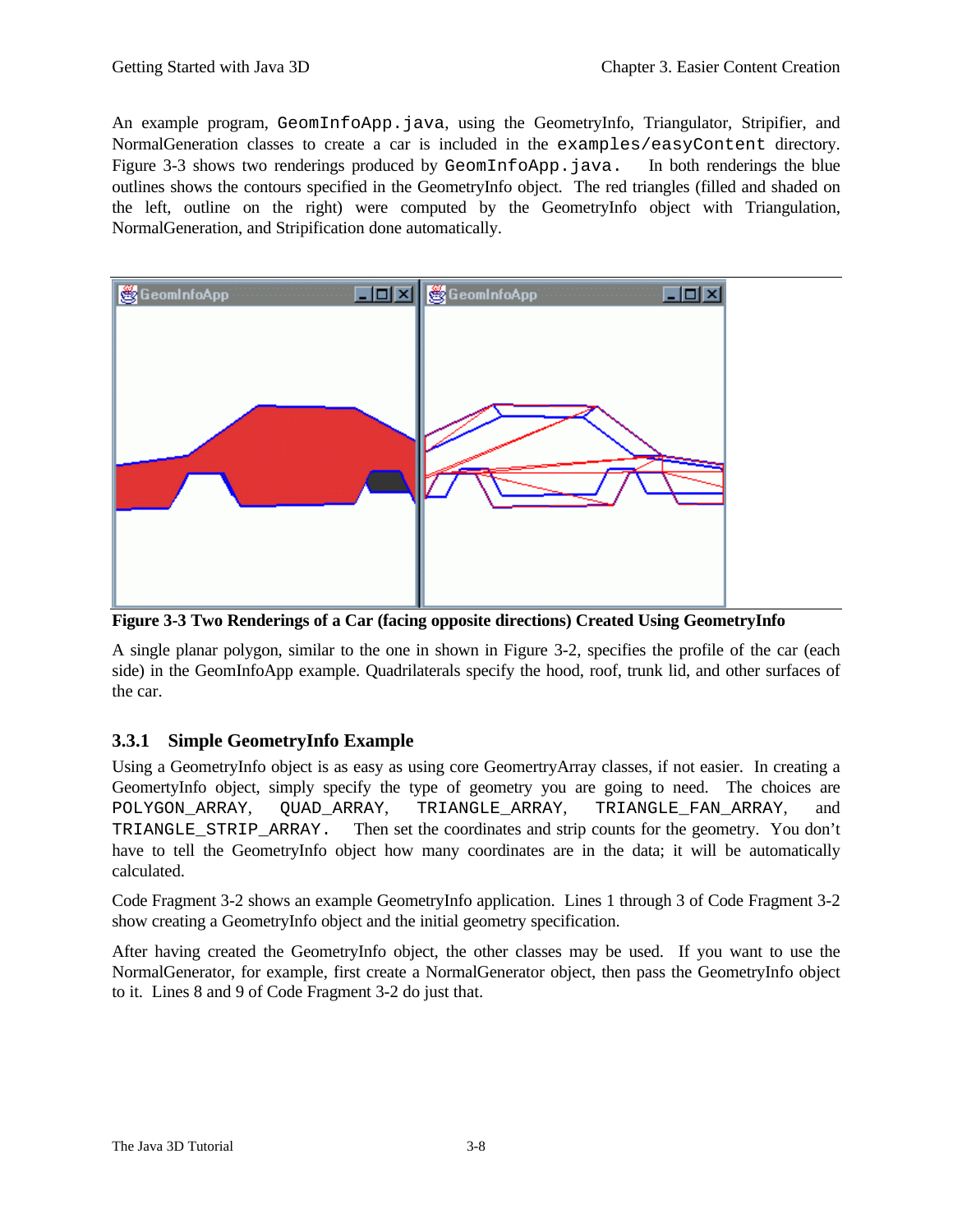An example program, `GeomInfoApp.java`, using the GeometryInfo, Triangulator, Stripifier, and NormalGeneration classes to create a car is included in the `examples/easyContent` directory. Figure 3-3 shows two renderings produced by `GeomInfoApp.java.` In both renderings the blue outlines shows the contours specified in the GeometryInfo object. The red triangles (filled and shaded on the left, outline on the right) were computed by the GeometryInfo object with Triangulation, NormalGeneration, and Stripification done automatically.

**Figure 3-3 Two Renderings of a Car (facing opposite directions) Created Using GeometryInfo**

A single planar polygon, similar to the one in shown in Figure 3-2, specifies the profile of the car (each side) in the GeomInfoApp example. Quadrilaterals specify the hood, roof, trunk lid, and other surfaces of the car.

### 3.3.1 Simple GeometryInfo Example

Using a GeometryInfo object is as easy as using core GeomertryArray classes, if not easier. In creating a GeometryInfo object, simply specify the type of geometry you are going to need. The choices are `POLYGON_ARRAY`, `QUAD_ARRAY`, `TRIANGLE_ARRAY`, `TRIANGLE_FAN_ARRAY`, and `TRIANGLE_STRIP_ARRAY.` Then set the coordinates and strip counts for the geometry. You don't have to tell the GeometryInfo object how many coordinates are in the data; it will be automatically calculated.

Code Fragment 3-2 shows an example GeometryInfo application. Lines 1 through 3 of Code Fragment 3-2 show creating a GeometryInfo object and the initial geometry specification.

After having created the GeometryInfo object, the other classes may be used. If you want to use the NormalGenerator, for example, first create a NormalGenerator object, then pass the GeometryInfo object to it. Lines 8 and 9 of Code Fragment 3-2 do just that.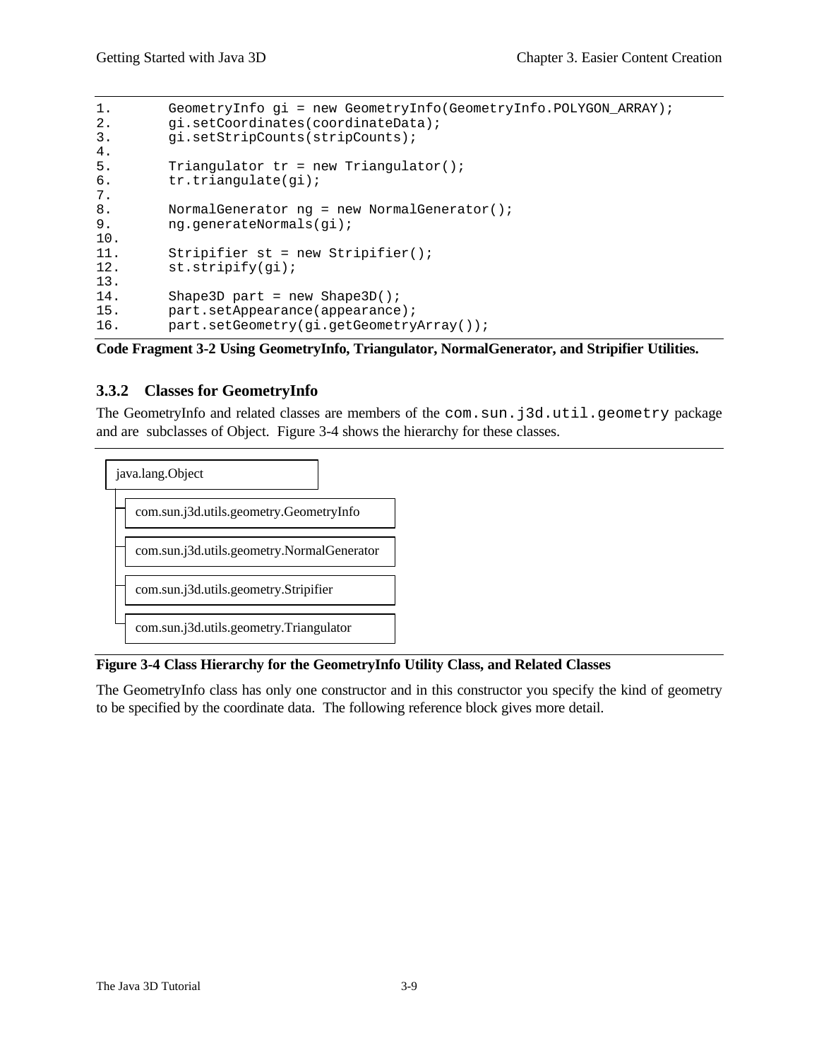```
1.        GeometryInfo gi = new GeometryInfo(GeometryInfo.POLYGON_ARRAY);
2.        gi.setCoordinates(coordinateData);
3.        gi.setStripCounts(stripCounts);
4.
5.        Triangulator tr = new Triangulator();
6.        tr.triangulate(gi);
7.
8.        NormalGenerator ng = new NormalGenerator();
9.        ng.generateNormals(gi);
10.
11.       Stripifier st = new Stripifier();
12.       st.stripify(gi);
13.
14.       Shape3D part = new Shape3D();
15.       part.setAppearance(appearance);
16.       part.setGeometry(gi.getGeometryArray());
```

**Code Fragment 3-2 Using GeometryInfo, Triangulator, NormalGenerator, and Stripifier Utilities.**

### 3.3.2 Classes for GeometryInfo

The GeometryInfo and related classes are members of the `com.sun.j3d.util.geometry` package and are subclasses of Object. Figure 3-4 shows the hierarchy for these classes.

```
java.lang.Object
 ├─ com.sun.j3d.utils.geometry.GeometryInfo
 ├─ com.sun.j3d.utils.geometry.NormalGenerator
 ├─ com.sun.j3d.utils.geometry.Stripifier
 └─ com.sun.j3d.utils.geometry.Triangulator
```

**Figure 3-4 Class Hierarchy for the GeometryInfo Utility Class, and Related Classes**

The GeometryInfo class has only one constructor and in this constructor you specify the kind of geometry to be specified by the coordinate data. The following reference block gives more detail.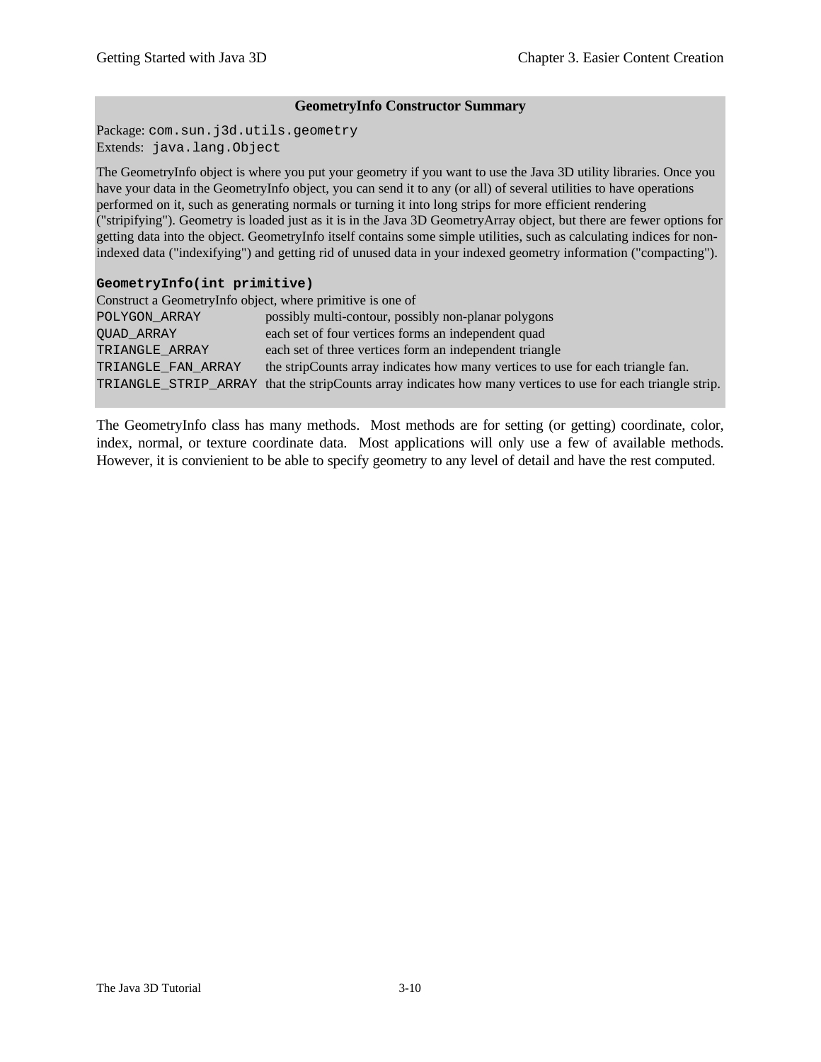**GeometryInfo Constructor Summary**

Package: `com.sun.j3d.utils.geometry`
Extends: `java.lang.Object`

The GeometryInfo object is where you put your geometry if you want to use the Java 3D utility libraries. Once you have your data in the GeometryInfo object, you can send it to any (or all) of several utilities to have operations performed on it, such as generating normals or turning it into long strips for more efficient rendering ("stripifying"). Geometry is loaded just as it is in the Java 3D GeometryArray object, but there are fewer options for getting data into the object. GeometryInfo itself contains some simple utilities, such as calculating indices for non-indexed data ("indexifying") and getting rid of unused data in your indexed geometry information ("compacting").

**`GeometryInfo(int primitive)`**

Construct a GeometryInfo object, where primitive is one of

| | |
|---|---|
| `POLYGON_ARRAY` | possibly multi-contour, possibly non-planar polygons |
| `QUAD_ARRAY` | each set of four vertices forms an independent quad |
| `TRIANGLE_ARRAY` | each set of three vertices form an independent triangle |
| `TRIANGLE_FAN_ARRAY` | the stripCounts array indicates how many vertices to use for each triangle fan. |
| `TRIANGLE_STRIP_ARRAY` | that the stripCounts array indicates how many vertices to use for each triangle strip. |

The GeometryInfo class has many methods. Most methods are for setting (or getting) coordinate, color, index, normal, or texture coordinate data. Most applications will only use a few of available methods. However, it is convienient to be able to specify geometry to any level of detail and have the rest computed.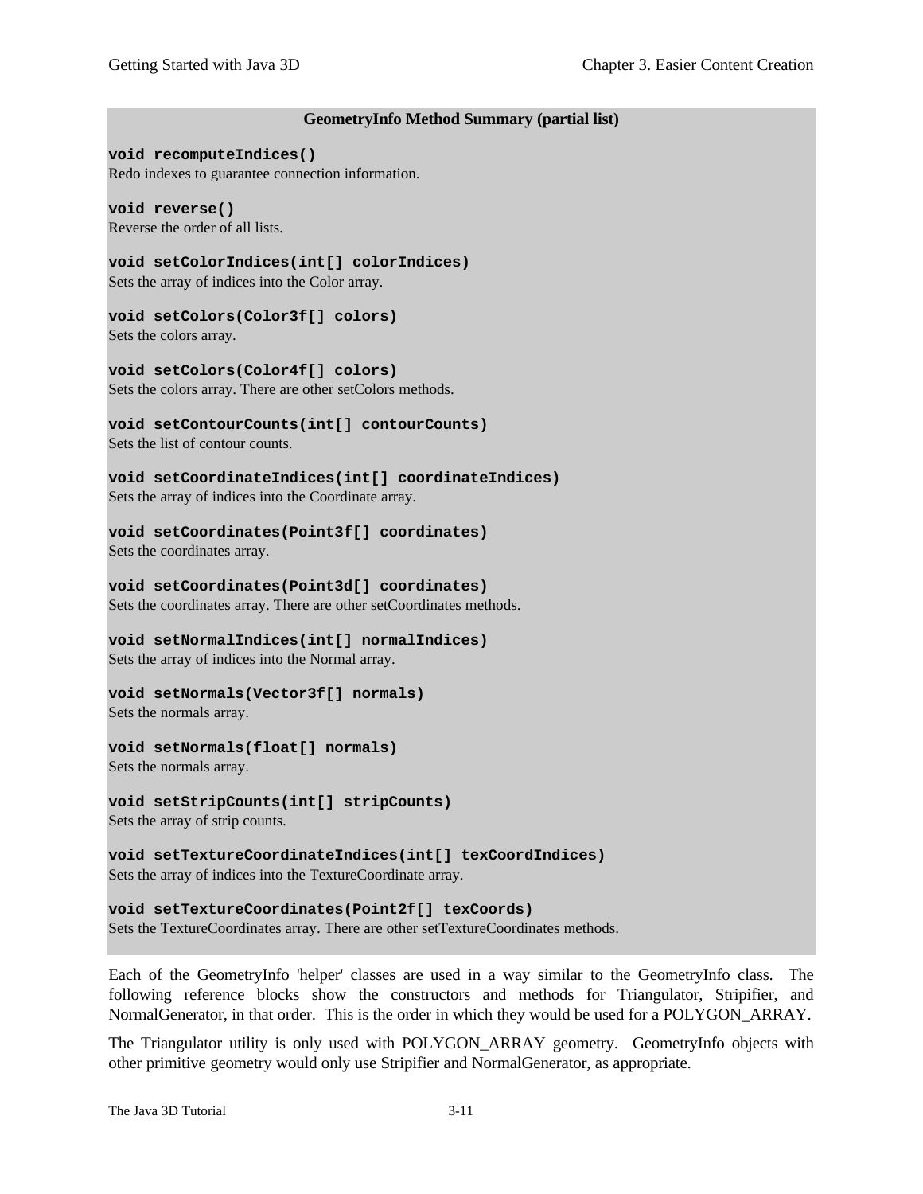**GeometryInfo Method Summary (partial list)**

**`void recomputeIndices()`**
Redo indexes to guarantee connection information.

**`void reverse()`**
Reverse the order of all lists.

**`void setColorIndices(int[] colorIndices)`**
Sets the array of indices into the Color array.

**`void setColors(Color3f[] colors)`**
Sets the colors array.

**`void setColors(Color4f[] colors)`**
Sets the colors array. There are other setColors methods.

**`void setContourCounts(int[] contourCounts)`**
Sets the list of contour counts.

**`void setCoordinateIndices(int[] coordinateIndices)`**
Sets the array of indices into the Coordinate array.

**`void setCoordinates(Point3f[] coordinates)`**
Sets the coordinates array.

**`void setCoordinates(Point3d[] coordinates)`**
Sets the coordinates array. There are other setCoordinates methods.

**`void setNormalIndices(int[] normalIndices)`**
Sets the array of indices into the Normal array.

**`void setNormals(Vector3f[] normals)`**
Sets the normals array.

**`void setNormals(float[] normals)`**
Sets the normals array.

**`void setStripCounts(int[] stripCounts)`**
Sets the array of strip counts.

**`void setTextureCoordinateIndices(int[] texCoordIndices)`**
Sets the array of indices into the TextureCoordinate array.

**`void setTextureCoordinates(Point2f[] texCoords)`**
Sets the TextureCoordinates array. There are other setTextureCoordinates methods.

Each of the GeometryInfo 'helper' classes are used in a way similar to the GeometryInfo class. The following reference blocks show the constructors and methods for Triangulator, Stripifier, and NormalGenerator, in that order. This is the order in which they would be used for a POLYGON_ARRAY.

The Triangulator utility is only used with POLYGON_ARRAY geometry. GeometryInfo objects with other primitive geometry would only use Stripifier and NormalGenerator, as appropriate.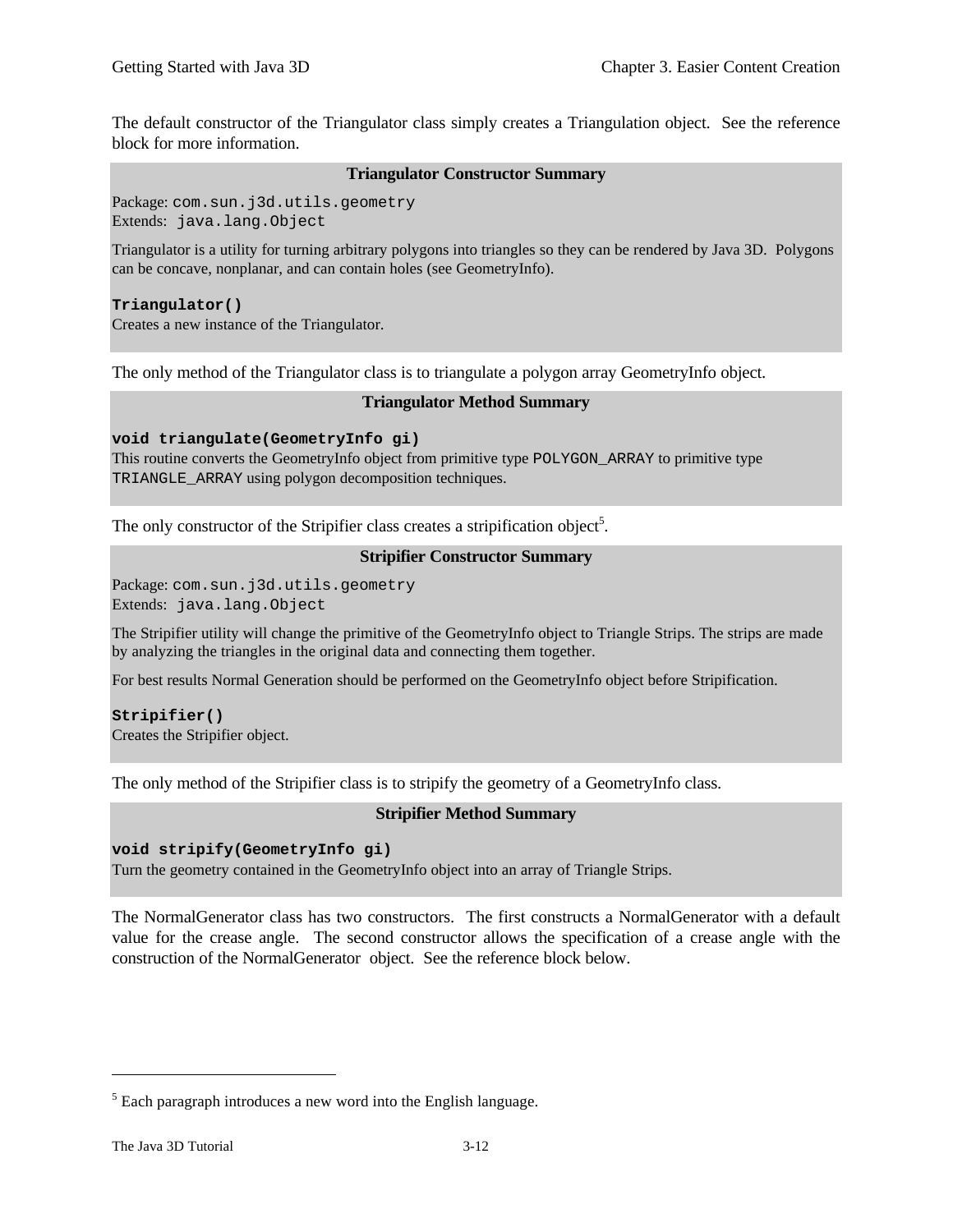The default constructor of the Triangulator class simply creates a Triangulation object. See the reference block for more information.

**Triangulator Constructor Summary**

Package: `com.sun.j3d.utils.geometry`
Extends: `java.lang.Object`

Triangulator is a utility for turning arbitrary polygons into triangles so they can be rendered by Java 3D. Polygons can be concave, nonplanar, and can contain holes (see GeometryInfo).

**`Triangulator()`**
Creates a new instance of the Triangulator.

The only method of the Triangulator class is to triangulate a polygon array GeometryInfo object.

**Triangulator Method Summary**

**`void triangulate(GeometryInfo gi)`**
This routine converts the GeometryInfo object from primitive type `POLYGON_ARRAY` to primitive type `TRIANGLE_ARRAY` using polygon decomposition techniques.

The only constructor of the Stripifier class creates a stripification object[5].

**Stripifier Constructor Summary**

Package: `com.sun.j3d.utils.geometry`
Extends: `java.lang.Object`

The Stripifier utility will change the primitive of the GeometryInfo object to Triangle Strips. The strips are made by analyzing the triangles in the original data and connecting them together.

For best results Normal Generation should be performed on the GeometryInfo object before Stripification.

**`Stripifier()`**
Creates the Stripifier object.

The only method of the Stripifier class is to stripify the geometry of a GeometryInfo class.

**Stripifier Method Summary**

**`void stripify(GeometryInfo gi)`**
Turn the geometry contained in the GeometryInfo object into an array of Triangle Strips.

The NormalGenerator class has two constructors. The first constructs a NormalGenerator with a default value for the crease angle. The second constructor allows the specification of a crease angle with the construction of the NormalGenerator object. See the reference block below.

---

[5] Each paragraph introduces a new word into the English language.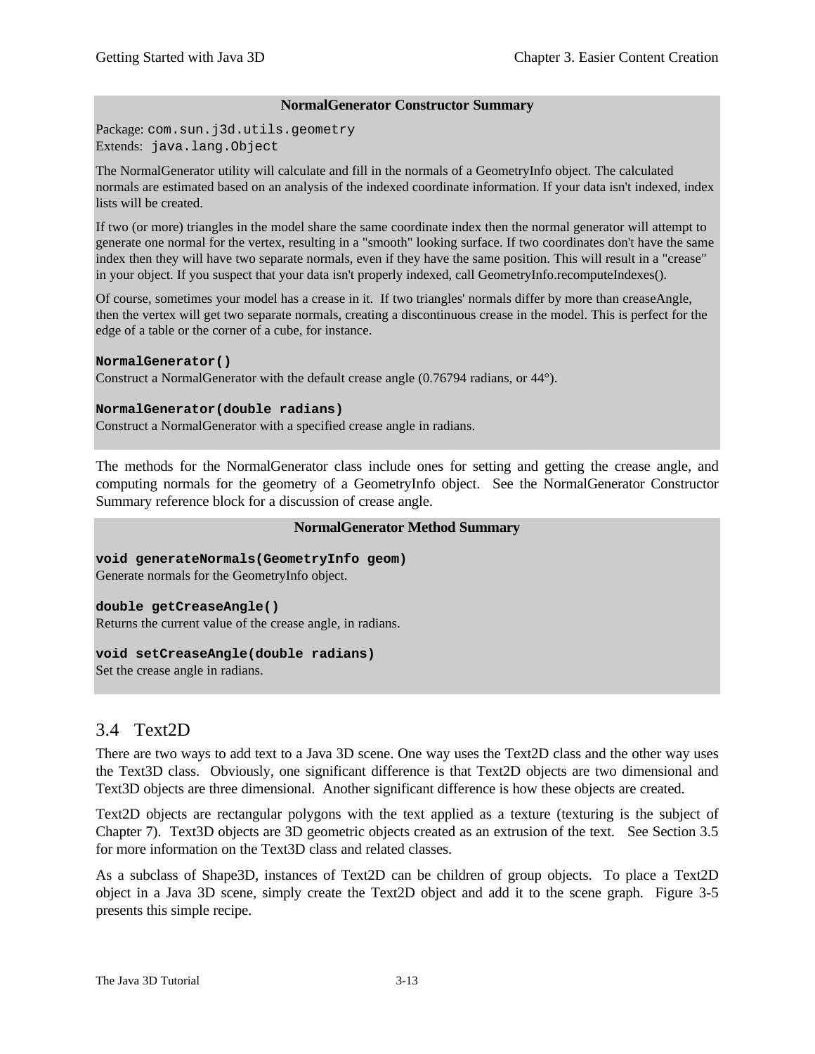**NormalGenerator Constructor Summary**

Package: `com.sun.j3d.utils.geometry`
Extends: `java.lang.Object`

The NormalGenerator utility will calculate and fill in the normals of a GeometryInfo object. The calculated normals are estimated based on an analysis of the indexed coordinate information. If your data isn't indexed, index lists will be created.

If two (or more) triangles in the model share the same coordinate index then the normal generator will attempt to generate one normal for the vertex, resulting in a "smooth" looking surface. If two coordinates don't have the same index then they will have two separate normals, even if they have the same position. This will result in a "crease" in your object. If you suspect that your data isn't properly indexed, call GeometryInfo.recomputeIndexes().

Of course, sometimes your model has a crease in it. If two triangles' normals differ by more than creaseAngle, then the vertex will get two separate normals, creating a discontinuous crease in the model. This is perfect for the edge of a table or the corner of a cube, for instance.

**`NormalGenerator()`**
Construct a NormalGenerator with the default crease angle (0.76794 radians, or 44°).

**`NormalGenerator(double radians)`**
Construct a NormalGenerator with a specified crease angle in radians.

The methods for the NormalGenerator class include ones for setting and getting the crease angle, and computing normals for the geometry of a GeometryInfo object. See the NormalGenerator Constructor Summary reference block for a discussion of crease angle.

**NormalGenerator Method Summary**

**`void generateNormals(GeometryInfo geom)`**
Generate normals for the GeometryInfo object.

**`double getCreaseAngle()`**
Returns the current value of the crease angle, in radians.

**`void setCreaseAngle(double radians)`**
Set the crease angle in radians.

## 3.4 Text2D

There are two ways to add text to a Java 3D scene. One way uses the Text2D class and the other way uses the Text3D class. Obviously, one significant difference is that Text2D objects are two dimensional and Text3D objects are three dimensional. Another significant difference is how these objects are created.

Text2D objects are rectangular polygons with the text applied as a texture (texturing is the subject of Chapter 7). Text3D objects are 3D geometric objects created as an extrusion of the text. See Section 3.5 for more information on the Text3D class and related classes.

As a subclass of Shape3D, instances of Text2D can be children of group objects. To place a Text2D object in a Java 3D scene, simply create the Text2D object and add it to the scene graph. Figure 3-5 presents this simple recipe.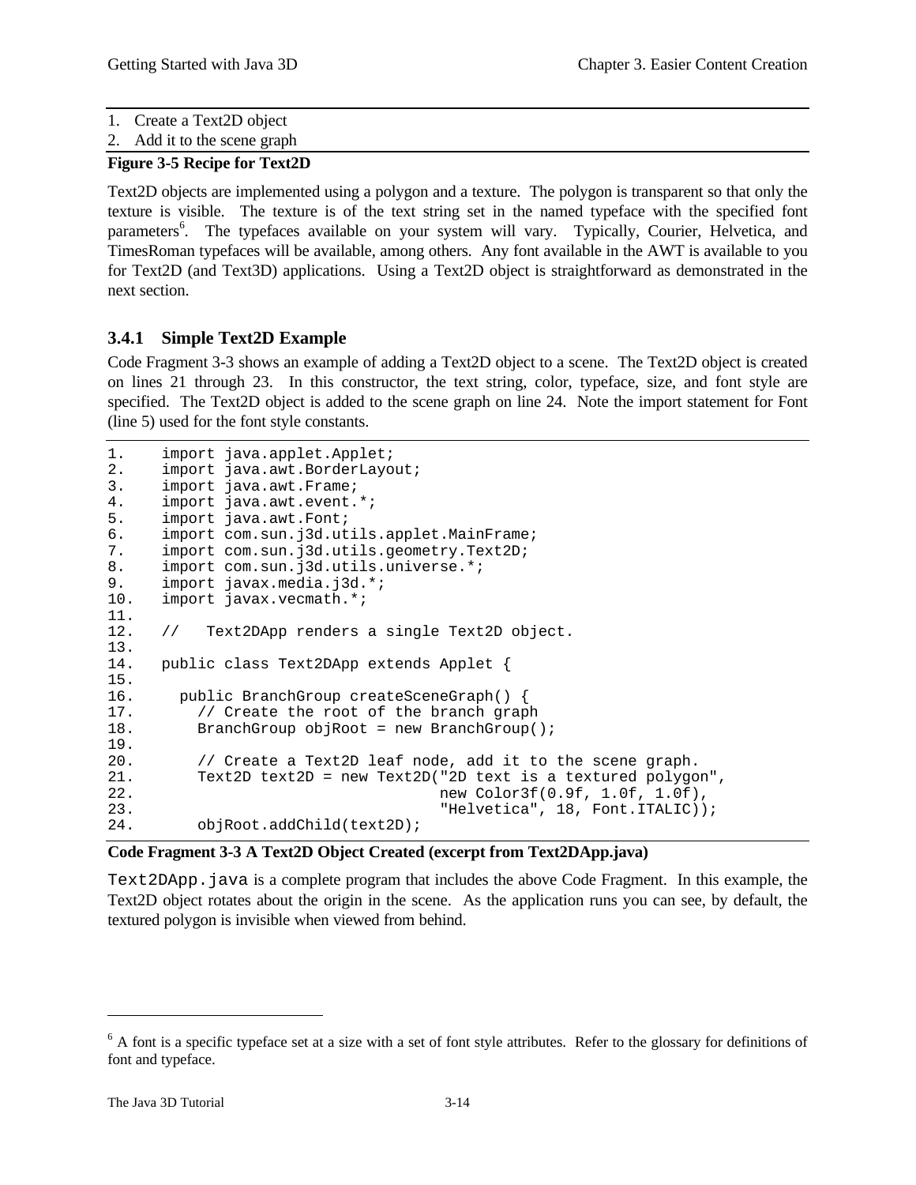1. Create a Text2D object
2. Add it to the scene graph

**Figure 3-5 Recipe for Text2D**

Text2D objects are implemented using a polygon and a texture. The polygon is transparent so that only the texture is visible. The texture is of the text string set in the named typeface with the specified font parameters[6]. The typefaces available on your system will vary. Typically, Courier, Helvetica, and TimesRoman typefaces will be available, among others. Any font available in the AWT is available to you for Text2D (and Text3D) applications. Using a Text2D object is straightforward as demonstrated in the next section.

### 3.4.1 Simple Text2D Example

Code Fragment 3-3 shows an example of adding a Text2D object to a scene. The Text2D object is created on lines 21 through 23. In this constructor, the text string, color, typeface, size, and font style are specified. The Text2D object is added to the scene graph on line 24. Note the import statement for Font (line 5) used for the font style constants.

```
1.    import java.applet.Applet;
2.    import java.awt.BorderLayout;
3.    import java.awt.Frame;
4.    import java.awt.event.*;
5.    import java.awt.Font;
6.    import com.sun.j3d.utils.applet.MainFrame;
7.    import com.sun.j3d.utils.geometry.Text2D;
8.    import com.sun.j3d.utils.universe.*;
9.    import javax.media.j3d.*;
10.   import javax.vecmath.*;
11.
12.   //   Text2DApp renders a single Text2D object.
13.
14.   public class Text2DApp extends Applet {
15.
16.     public BranchGroup createSceneGraph() {
17.       // Create the root of the branch graph
18.       BranchGroup objRoot = new BranchGroup();
19.
20.       // Create a Text2D leaf node, add it to the scene graph.
21.       Text2D text2D = new Text2D("2D text is a textured polygon",
22.                                  new Color3f(0.9f, 1.0f, 1.0f),
23.                                  "Helvetica", 18, Font.ITALIC));
24.       objRoot.addChild(text2D);
```

**Code Fragment 3-3 A Text2D Object Created (excerpt from Text2DApp.java)**

`Text2DApp.java` is a complete program that includes the above Code Fragment. In this example, the Text2D object rotates about the origin in the scene. As the application runs you can see, by default, the textured polygon is invisible when viewed from behind.

[6] A font is a specific typeface set at a size with a set of font style attributes. Refer to the glossary for definitions of font and typeface.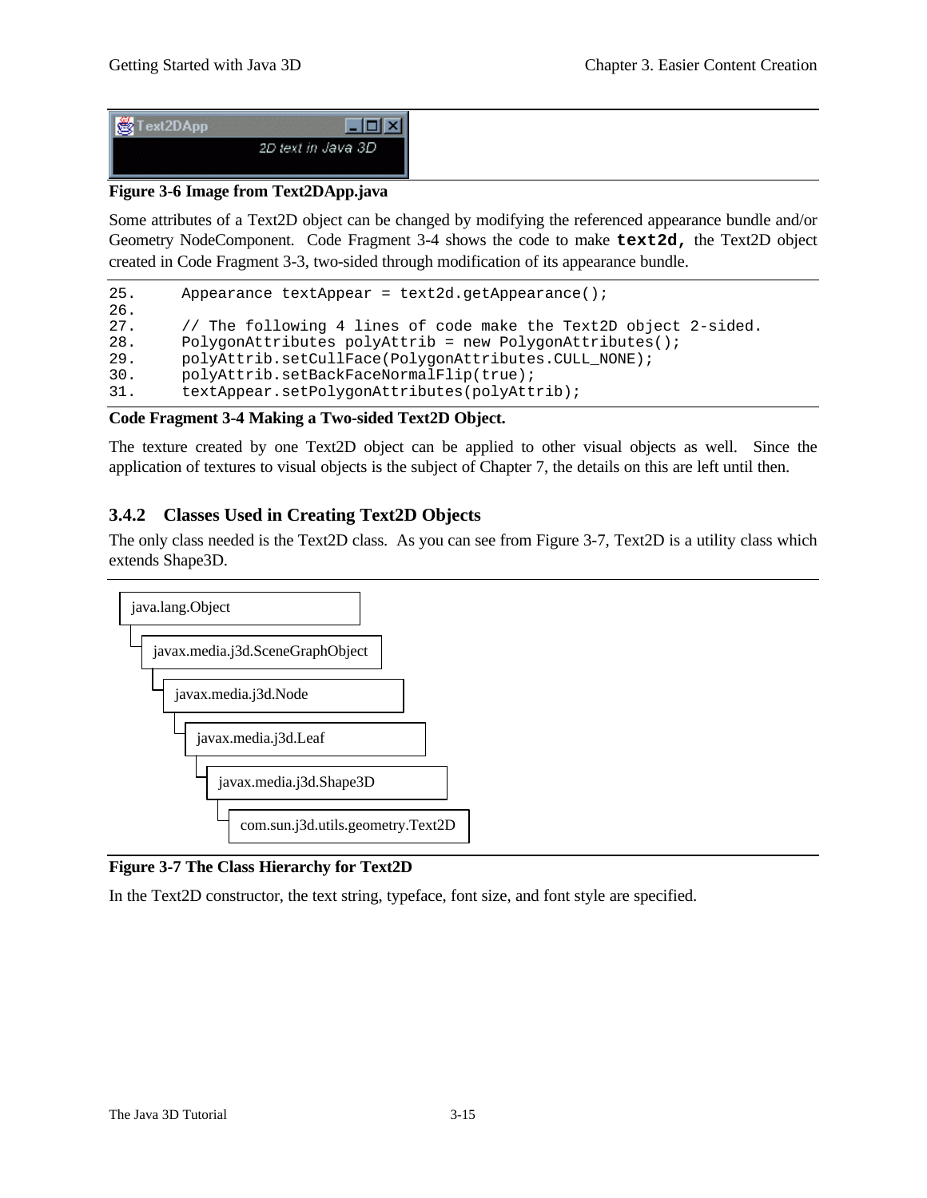Figure 3-6 Image from Text2DApp.java

Some attributes of a Text2D object can be changed by modifying the referenced appearance bundle and/or Geometry NodeComponent. Code Fragment 3-4 shows the code to make **text2d,** the Text2D object created in Code Fragment 3-3, two-sided through modification of its appearance bundle.

```
25.     Appearance textAppear = text2d.getAppearance();
26.
27.     // The following 4 lines of code make the Text2D object 2-sided.
28.     PolygonAttributes polyAttrib = new PolygonAttributes();
29.     polyAttrib.setCullFace(PolygonAttributes.CULL_NONE);
30.     polyAttrib.setBackFaceNormalFlip(true);
31.     textAppear.setPolygonAttributes(polyAttrib);
```

**Code Fragment 3-4 Making a Two-sided Text2D Object.**

The texture created by one Text2D object can be applied to other visual objects as well. Since the application of textures to visual objects is the subject of Chapter 7, the details on this are left until then.

### 3.4.2 Classes Used in Creating Text2D Objects

The only class needed is the Text2D class. As you can see from Figure 3-7, Text2D is a utility class which extends Shape3D.

```
java.lang.Object
  javax.media.j3d.SceneGraphObject
    javax.media.j3d.Node
      javax.media.j3d.Leaf
        javax.media.j3d.Shape3D
          com.sun.j3d.utils.geometry.Text2D
```

**Figure 3-7 The Class Hierarchy for Text2D**

In the Text2D constructor, the text string, typeface, font size, and font style are specified.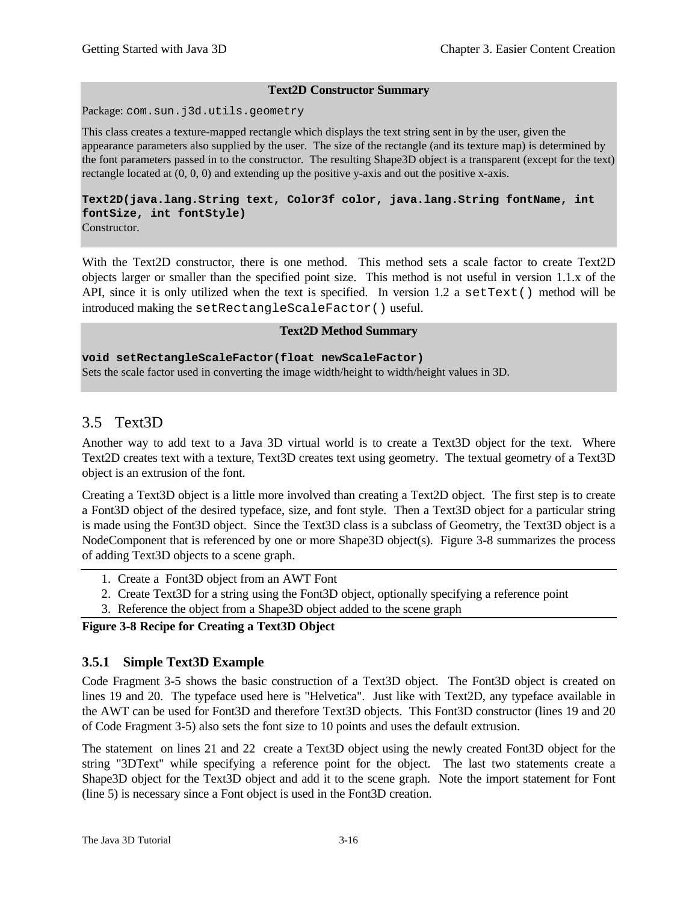**Text2D Constructor Summary**

Package: `com.sun.j3d.utils.geometry`

This class creates a texture-mapped rectangle which displays the text string sent in by the user, given the appearance parameters also supplied by the user. The size of the rectangle (and its texture map) is determined by the font parameters passed in to the constructor. The resulting Shape3D object is a transparent (except for the text) rectangle located at (0, 0, 0) and extending up the positive y-axis and out the positive x-axis.

**`Text2D(java.lang.String text, Color3f color, java.lang.String fontName, int fontSize, int fontStyle)`**
Constructor.

With the Text2D constructor, there is one method. This method sets a scale factor to create Text2D objects larger or smaller than the specified point size. This method is not useful in version 1.1.x of the API, since it is only utilized when the text is specified. In version 1.2 a `setText()` method will be introduced making the `setRectangleScaleFactor()` useful.

**Text2D Method Summary**

**`void setRectangleScaleFactor(float newScaleFactor)`**
Sets the scale factor used in converting the image width/height to width/height values in 3D.

## 3.5 Text3D

Another way to add text to a Java 3D virtual world is to create a Text3D object for the text. Where Text2D creates text with a texture, Text3D creates text using geometry. The textual geometry of a Text3D object is an extrusion of the font.

Creating a Text3D object is a little more involved than creating a Text2D object. The first step is to create a Font3D object of the desired typeface, size, and font style. Then a Text3D object for a particular string is made using the Font3D object. Since the Text3D class is a subclass of Geometry, the Text3D object is a NodeComponent that is referenced by one or more Shape3D object(s). Figure 3-8 summarizes the process of adding Text3D objects to a scene graph.

1. Create a Font3D object from an AWT Font
2. Create Text3D for a string using the Font3D object, optionally specifying a reference point
3. Reference the object from a Shape3D object added to the scene graph

**Figure 3-8 Recipe for Creating a Text3D Object**

### 3.5.1 Simple Text3D Example

Code Fragment 3-5 shows the basic construction of a Text3D object. The Font3D object is created on lines 19 and 20. The typeface used here is "Helvetica". Just like with Text2D, any typeface available in the AWT can be used for Font3D and therefore Text3D objects. This Font3D constructor (lines 19 and 20 of Code Fragment 3-5) also sets the font size to 10 points and uses the default extrusion.

The statement on lines 21 and 22 create a Text3D object using the newly created Font3D object for the string "3DText" while specifying a reference point for the object. The last two statements create a Shape3D object for the Text3D object and add it to the scene graph. Note the import statement for Font (line 5) is necessary since a Font object is used in the Font3D creation.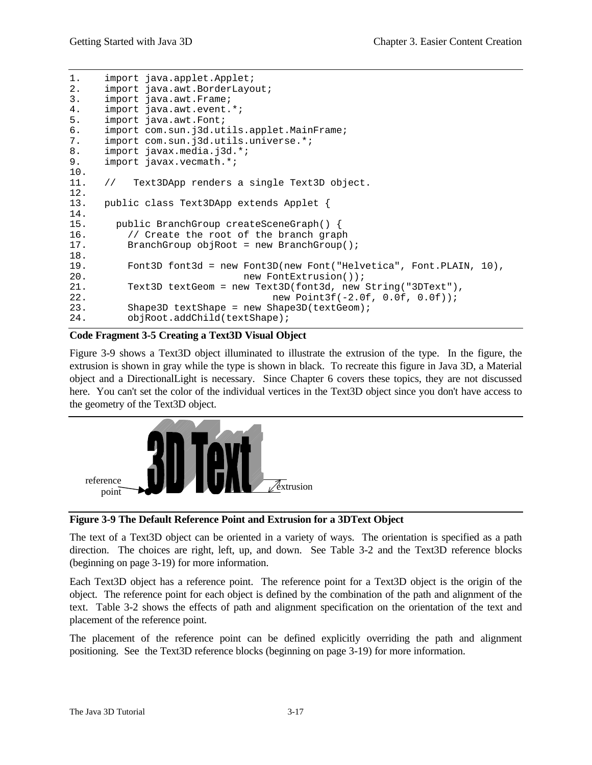```
1.    import java.applet.Applet;
2.    import java.awt.BorderLayout;
3.    import java.awt.Frame;
4.    import java.awt.event.*;
5.    import java.awt.Font;
6.    import com.sun.j3d.utils.applet.MainFrame;
7.    import com.sun.j3d.utils.universe.*;
8.    import javax.media.j3d.*;
9.    import javax.vecmath.*;
10.
11.   //   Text3DApp renders a single Text3D object.
12.
13.   public class Text3DApp extends Applet {
14.
15.     public BranchGroup createSceneGraph() {
16.       // Create the root of the branch graph
17.       BranchGroup objRoot = new BranchGroup();
18.
19.       Font3D font3d = new Font3D(new Font("Helvetica", Font.PLAIN, 10),
20.                          new FontExtrusion());
21.       Text3D textGeom = new Text3D(font3d, new String("3DText"),
22.                               new Point3f(-2.0f, 0.0f, 0.0f));
23.       Shape3D textShape = new Shape3D(textGeom);
24.       objRoot.addChild(textShape);
```

**Code Fragment 3-5 Creating a Text3D Visual Object**

Figure 3-9 shows a Text3D object illuminated to illustrate the extrusion of the type. In the figure, the extrusion is shown in gray while the type is shown in black. To recreate this figure in Java 3D, a Material object and a DirectionalLight is necessary. Since Chapter 6 covers these topics, they are not discussed here. You can't set the color of the individual vertices in the Text3D object since you don't have access to the geometry of the Text3D object.

**Figure 3-9 The Default Reference Point and Extrusion for a 3DText Object**

The text of a Text3D object can be oriented in a variety of ways. The orientation is specified as a path direction. The choices are right, left, up, and down. See Table 3-2 and the Text3D reference blocks (beginning on page 3-19) for more information.

Each Text3D object has a reference point. The reference point for a Text3D object is the origin of the object. The reference point for each object is defined by the combination of the path and alignment of the text. Table 3-2 shows the effects of path and alignment specification on the orientation of the text and placement of the reference point.

The placement of the reference point can be defined explicitly overriding the path and alignment positioning. See the Text3D reference blocks (beginning on page 3-19) for more information.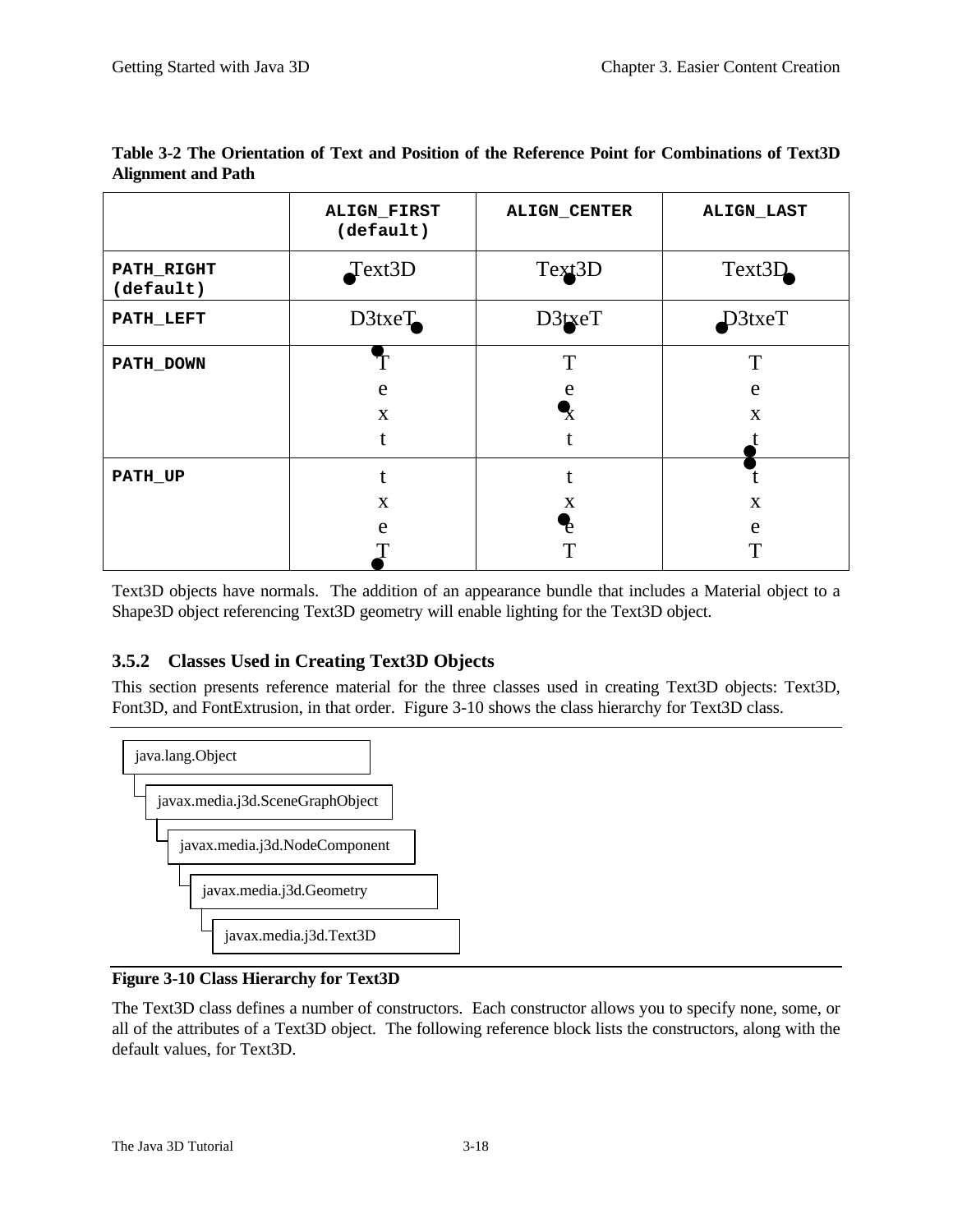**Table 3-2 The Orientation of Text and Position of the Reference Point for Combinations of Text3D Alignment and Path**

| | ALIGN_FIRST (default) | ALIGN_CENTER | ALIGN_LAST |
|---|---|---|---|
| PATH_RIGHT (default) | Text3D | Text3D | Text3D |
| PATH_LEFT | D3txeT | D3txeT | D3txeT |
| PATH_DOWN | T e x t | T e x t | T e x t |
| PATH_UP | t x e T | t x e T | t x e T |

Text3D objects have normals. The addition of an appearance bundle that includes a Material object to a Shape3D object referencing Text3D geometry will enable lighting for the Text3D object.

### 3.5.2 Classes Used in Creating Text3D Objects

This section presents reference material for the three classes used in creating Text3D objects: Text3D, Font3D, and FontExtrusion, in that order. Figure 3-10 shows the class hierarchy for Text3D class.

```
java.lang.Object
  javax.media.j3d.SceneGraphObject
    javax.media.j3d.NodeComponent
      javax.media.j3d.Geometry
        javax.media.j3d.Text3D
```

**Figure 3-10 Class Hierarchy for Text3D**

The Text3D class defines a number of constructors. Each constructor allows you to specify none, some, or all of the attributes of a Text3D object. The following reference block lists the constructors, along with the default values, for Text3D.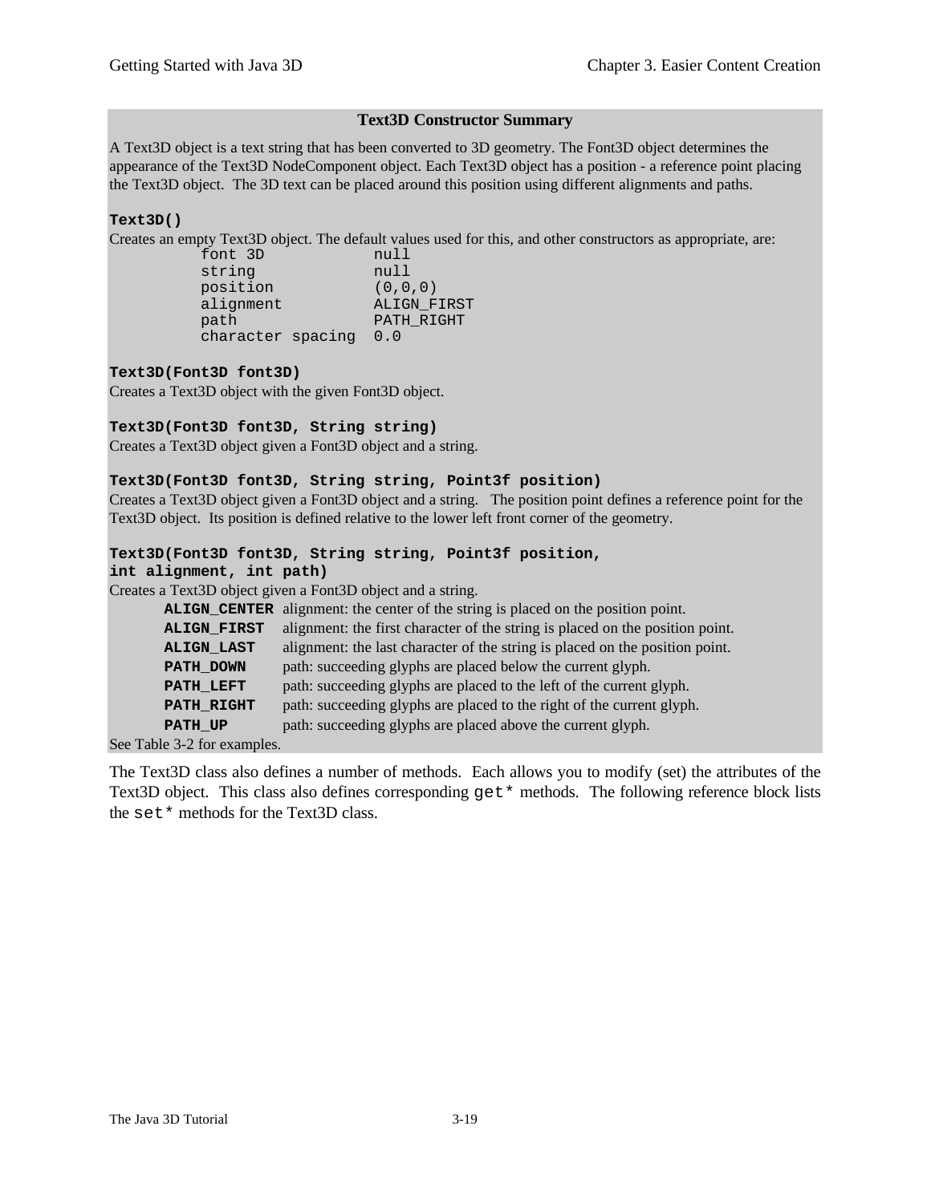### Text3D Constructor Summary

A Text3D object is a text string that has been converted to 3D geometry. The Font3D object determines the appearance of the Text3D NodeComponent object. Each Text3D object has a position - a reference point placing the Text3D object. The 3D text can be placed around this position using different alignments and paths.

**`Text3D()`**

Creates an empty Text3D object. The default values used for this, and other constructors as appropriate, are:

```
font 3D            null
string             null
position           (0,0,0)
alignment          ALIGN_FIRST
path               PATH_RIGHT
character spacing  0.0
```

**`Text3D(Font3D font3D)`**

Creates a Text3D object with the given Font3D object.

**`Text3D(Font3D font3D, String string)`**

Creates a Text3D object given a Font3D object and a string.

**`Text3D(Font3D font3D, String string, Point3f position)`**

Creates a Text3D object given a Font3D object and a string. The position point defines a reference point for the Text3D object. Its position is defined relative to the lower left front corner of the geometry.

**`Text3D(Font3D font3D, String string, Point3f position, int alignment, int path)`**

Creates a Text3D object given a Font3D object and a string.

| | |
|---|---|
| **`ALIGN_CENTER`** | alignment: the center of the string is placed on the position point. |
| **`ALIGN_FIRST`** | alignment: the first character of the string is placed on the position point. |
| **`ALIGN_LAST`** | alignment: the last character of the string is placed on the position point. |
| **`PATH_DOWN`** | path: succeeding glyphs are placed below the current glyph. |
| **`PATH_LEFT`** | path: succeeding glyphs are placed to the left of the current glyph. |
| **`PATH_RIGHT`** | path: succeeding glyphs are placed to the right of the current glyph. |
| **`PATH_UP`** | path: succeeding glyphs are placed above the current glyph. |

See Table 3-2 for examples.

The Text3D class also defines a number of methods. Each allows you to modify (set) the attributes of the Text3D object. This class also defines corresponding `get*` methods. The following reference block lists the `set*` methods for the Text3D class.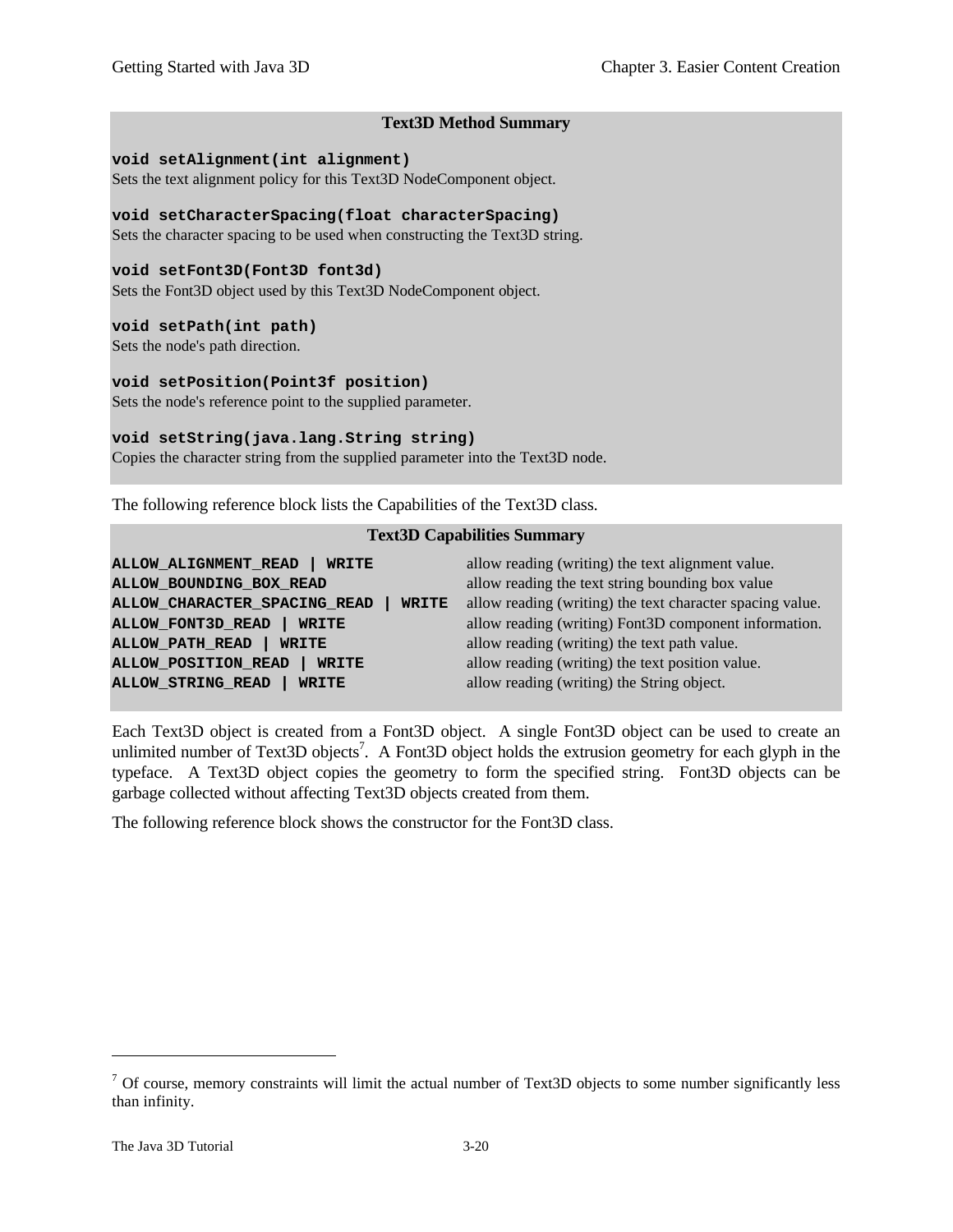**Text3D Method Summary**

**`void setAlignment(int alignment)`**
Sets the text alignment policy for this Text3D NodeComponent object.

**`void setCharacterSpacing(float characterSpacing)`**
Sets the character spacing to be used when constructing the Text3D string.

**`void setFont3D(Font3D font3d)`**
Sets the Font3D object used by this Text3D NodeComponent object.

**`void setPath(int path)`**
Sets the node's path direction.

**`void setPosition(Point3f position)`**
Sets the node's reference point to the supplied parameter.

**`void setString(java.lang.String string)`**
Copies the character string from the supplied parameter into the Text3D node.

The following reference block lists the Capabilities of the Text3D class.

**Text3D Capabilities Summary**

| | |
|---|---|
| **`ALLOW_ALIGNMENT_READ | WRITE`** | allow reading (writing) the text alignment value. |
| **`ALLOW_BOUNDING_BOX_READ`** | allow reading the text string bounding box value |
| **`ALLOW_CHARACTER_SPACING_READ | WRITE`** | allow reading (writing) the text character spacing value. |
| **`ALLOW_FONT3D_READ | WRITE`** | allow reading (writing) Font3D component information. |
| **`ALLOW_PATH_READ | WRITE`** | allow reading (writing) the text path value. |
| **`ALLOW_POSITION_READ | WRITE`** | allow reading (writing) the text position value. |
| **`ALLOW_STRING_READ | WRITE`** | allow reading (writing) the String object. |

Each Text3D object is created from a Font3D object. A single Font3D object can be used to create an unlimited number of Text3D objects[7]. A Font3D object holds the extrusion geometry for each glyph in the typeface. A Text3D object copies the geometry to form the specified string. Font3D objects can be garbage collected without affecting Text3D objects created from them.

The following reference block shows the constructor for the Font3D class.

---

[7] Of course, memory constraints will limit the actual number of Text3D objects to some number significantly less than infinity.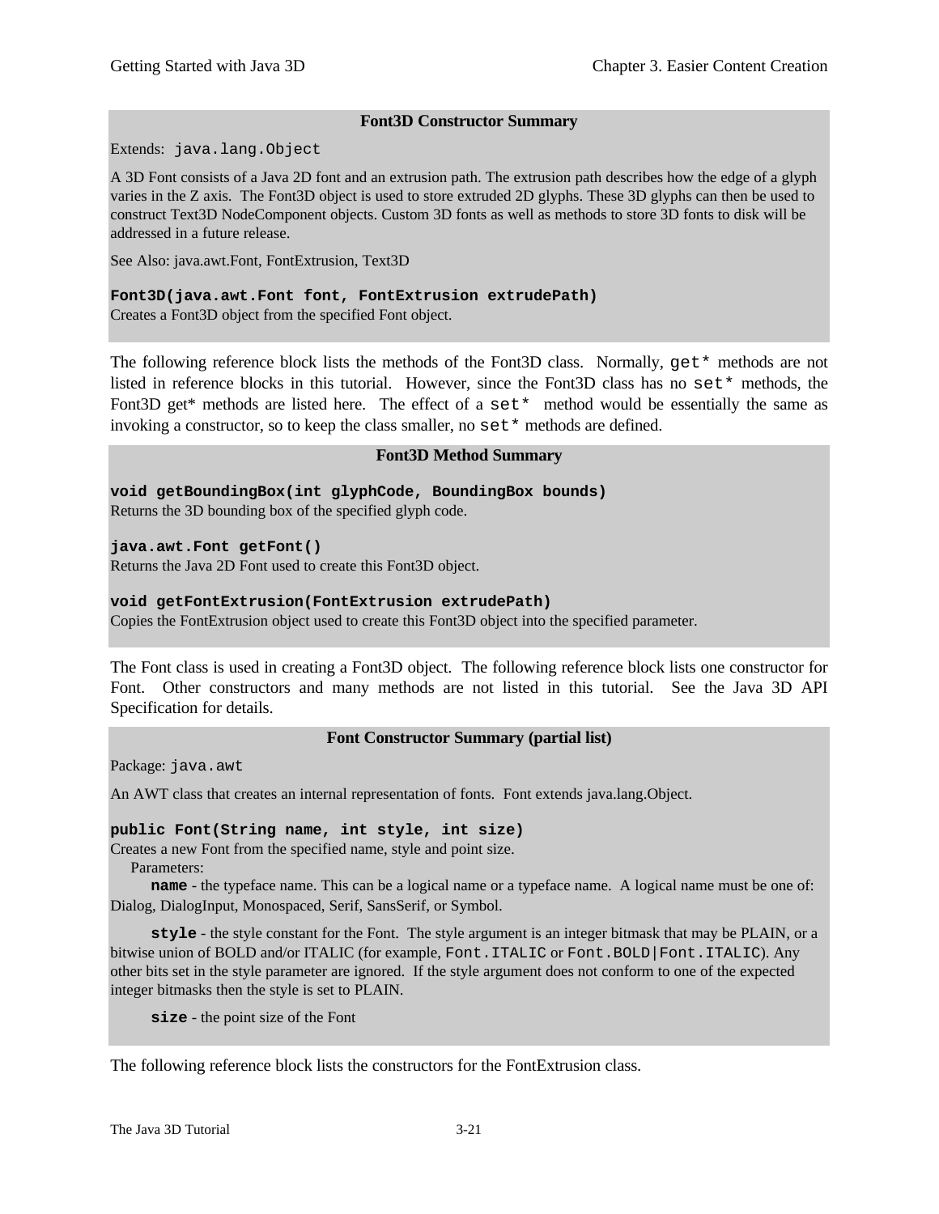### Font3D Constructor Summary

Extends: `java.lang.Object`

A 3D Font consists of a Java 2D font and an extrusion path. The extrusion path describes how the edge of a glyph varies in the Z axis. The Font3D object is used to store extruded 2D glyphs. These 3D glyphs can then be used to construct Text3D NodeComponent objects. Custom 3D fonts as well as methods to store 3D fonts to disk will be addressed in a future release.

See Also: java.awt.Font, FontExtrusion, Text3D

**`Font3D(java.awt.Font font, FontExtrusion extrudePath)`**
Creates a Font3D object from the specified Font object.

The following reference block lists the methods of the Font3D class. Normally, `get*` methods are not listed in reference blocks in this tutorial. However, since the Font3D class has no `set*` methods, the Font3D get* methods are listed here. The effect of a `set*` method would be essentially the same as invoking a constructor, so to keep the class smaller, no `set*` methods are defined.

### Font3D Method Summary

**`void getBoundingBox(int glyphCode, BoundingBox bounds)`**
Returns the 3D bounding box of the specified glyph code.

**`java.awt.Font getFont()`**
Returns the Java 2D Font used to create this Font3D object.

**`void getFontExtrusion(FontExtrusion extrudePath)`**
Copies the FontExtrusion object used to create this Font3D object into the specified parameter.

The Font class is used in creating a Font3D object. The following reference block lists one constructor for Font. Other constructors and many methods are not listed in this tutorial. See the Java 3D API Specification for details.

### Font Constructor Summary (partial list)

Package: `java.awt`

An AWT class that creates an internal representation of fonts. Font extends java.lang.Object.

**`public Font(String name, int style, int size)`**
Creates a new Font from the specified name, style and point size.

Parameters:

**`name`** - the typeface name. This can be a logical name or a typeface name. A logical name must be one of: Dialog, DialogInput, Monospaced, Serif, SansSerif, or Symbol.

**`style`** - the style constant for the Font. The style argument is an integer bitmask that may be PLAIN, or a bitwise union of BOLD and/or ITALIC (for example, `Font.ITALIC` or `Font.BOLD|Font.ITALIC`). Any other bits set in the style parameter are ignored. If the style argument does not conform to one of the expected integer bitmasks then the style is set to PLAIN.

**`size`** - the point size of the Font

The following reference block lists the constructors for the FontExtrusion class.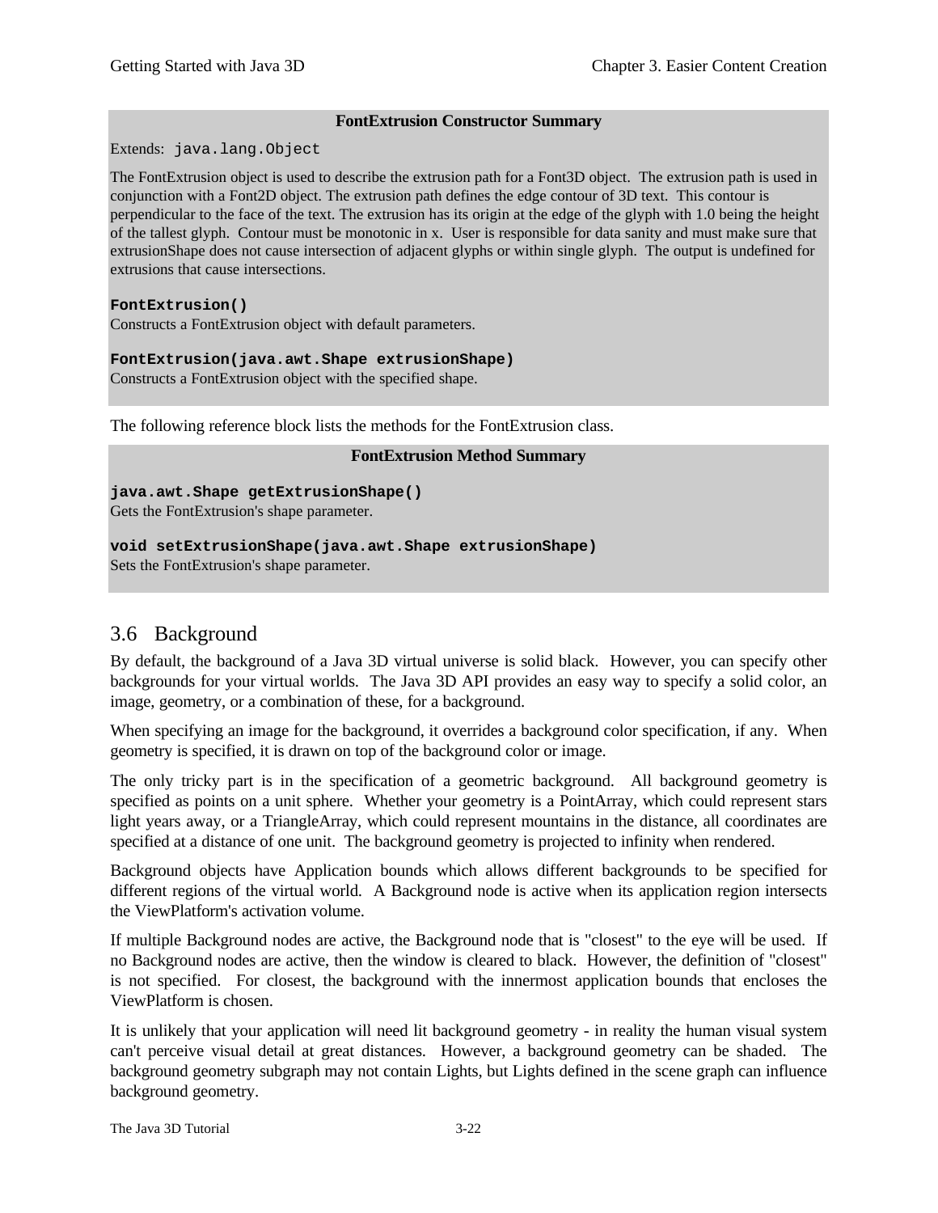**FontExtrusion Constructor Summary**

Extends: `java.lang.Object`

The FontExtrusion object is used to describe the extrusion path for a Font3D object. The extrusion path is used in conjunction with a Font2D object. The extrusion path defines the edge contour of 3D text. This contour is perpendicular to the face of the text. The extrusion has its origin at the edge of the glyph with 1.0 being the height of the tallest glyph. Contour must be monotonic in x. User is responsible for data sanity and must make sure that extrusionShape does not cause intersection of adjacent glyphs or within single glyph. The output is undefined for extrusions that cause intersections.

**`FontExtrusion()`**
Constructs a FontExtrusion object with default parameters.

**`FontExtrusion(java.awt.Shape extrusionShape)`**
Constructs a FontExtrusion object with the specified shape.

The following reference block lists the methods for the FontExtrusion class.

**FontExtrusion Method Summary**

**`java.awt.Shape getExtrusionShape()`**
Gets the FontExtrusion's shape parameter.

**`void setExtrusionShape(java.awt.Shape extrusionShape)`**
Sets the FontExtrusion's shape parameter.

## 3.6 Background

By default, the background of a Java 3D virtual universe is solid black. However, you can specify other backgrounds for your virtual worlds. The Java 3D API provides an easy way to specify a solid color, an image, geometry, or a combination of these, for a background.

When specifying an image for the background, it overrides a background color specification, if any. When geometry is specified, it is drawn on top of the background color or image.

The only tricky part is in the specification of a geometric background. All background geometry is specified as points on a unit sphere. Whether your geometry is a PointArray, which could represent stars light years away, or a TriangleArray, which could represent mountains in the distance, all coordinates are specified at a distance of one unit. The background geometry is projected to infinity when rendered.

Background objects have Application bounds which allows different backgrounds to be specified for different regions of the virtual world. A Background node is active when its application region intersects the ViewPlatform's activation volume.

If multiple Background nodes are active, the Background node that is "closest" to the eye will be used. If no Background nodes are active, then the window is cleared to black. However, the definition of "closest" is not specified. For closest, the background with the innermost application bounds that encloses the ViewPlatform is chosen.

It is unlikely that your application will need lit background geometry - in reality the human visual system can't perceive visual detail at great distances. However, a background geometry can be shaded. The background geometry subgraph may not contain Lights, but Lights defined in the scene graph can influence background geometry.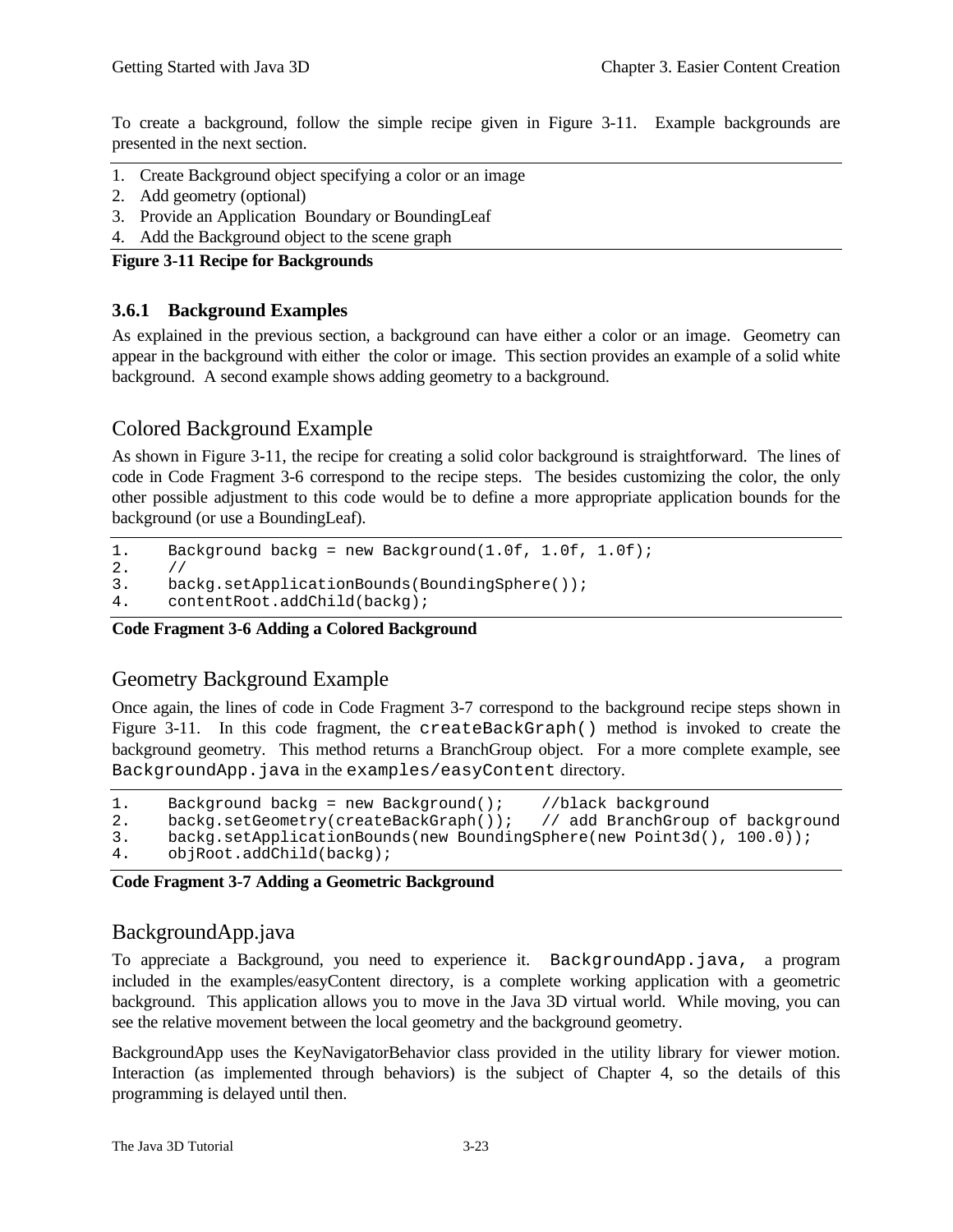To create a background, follow the simple recipe given in Figure 3-11. Example backgrounds are presented in the next section.

1. Create Background object specifying a color or an image
2. Add geometry (optional)
3. Provide an Application Boundary or BoundingLeaf
4. Add the Background object to the scene graph

**Figure 3-11 Recipe for Backgrounds**

### 3.6.1 Background Examples

As explained in the previous section, a background can have either a color or an image. Geometry can appear in the background with either the color or image. This section provides an example of a solid white background. A second example shows adding geometry to a background.

## Colored Background Example

As shown in Figure 3-11, the recipe for creating a solid color background is straightforward. The lines of code in Code Fragment 3-6 correspond to the recipe steps. The besides customizing the color, the only other possible adjustment to this code would be to define a more appropriate application bounds for the background (or use a BoundingLeaf).

```
1.     Background backg = new Background(1.0f, 1.0f, 1.0f);
2.     //
3.     backg.setApplicationBounds(BoundingSphere());
4.     contentRoot.addChild(backg);
```

**Code Fragment 3-6 Adding a Colored Background**

## Geometry Background Example

Once again, the lines of code in Code Fragment 3-7 correspond to the background recipe steps shown in Figure 3-11. In this code fragment, the `createBackGraph()` method is invoked to create the background geometry. This method returns a BranchGroup object. For a more complete example, see `BackgroundApp.java` in the `examples/easyContent` directory.

```
1.     Background backg = new Background();    //black background
2.     backg.setGeometry(createBackGraph());   // add BranchGroup of background
3.     backg.setApplicationBounds(new BoundingSphere(new Point3d(), 100.0));
4.     objRoot.addChild(backg);
```

**Code Fragment 3-7 Adding a Geometric Background**

## BackgroundApp.java

To appreciate a Background, you need to experience it. `BackgroundApp.java,` a program included in the examples/easyContent directory, is a complete working application with a geometric background. This application allows you to move in the Java 3D virtual world. While moving, you can see the relative movement between the local geometry and the background geometry.

BackgroundApp uses the KeyNavigatorBehavior class provided in the utility library for viewer motion. Interaction (as implemented through behaviors) is the subject of Chapter 4, so the details of this programming is delayed until then.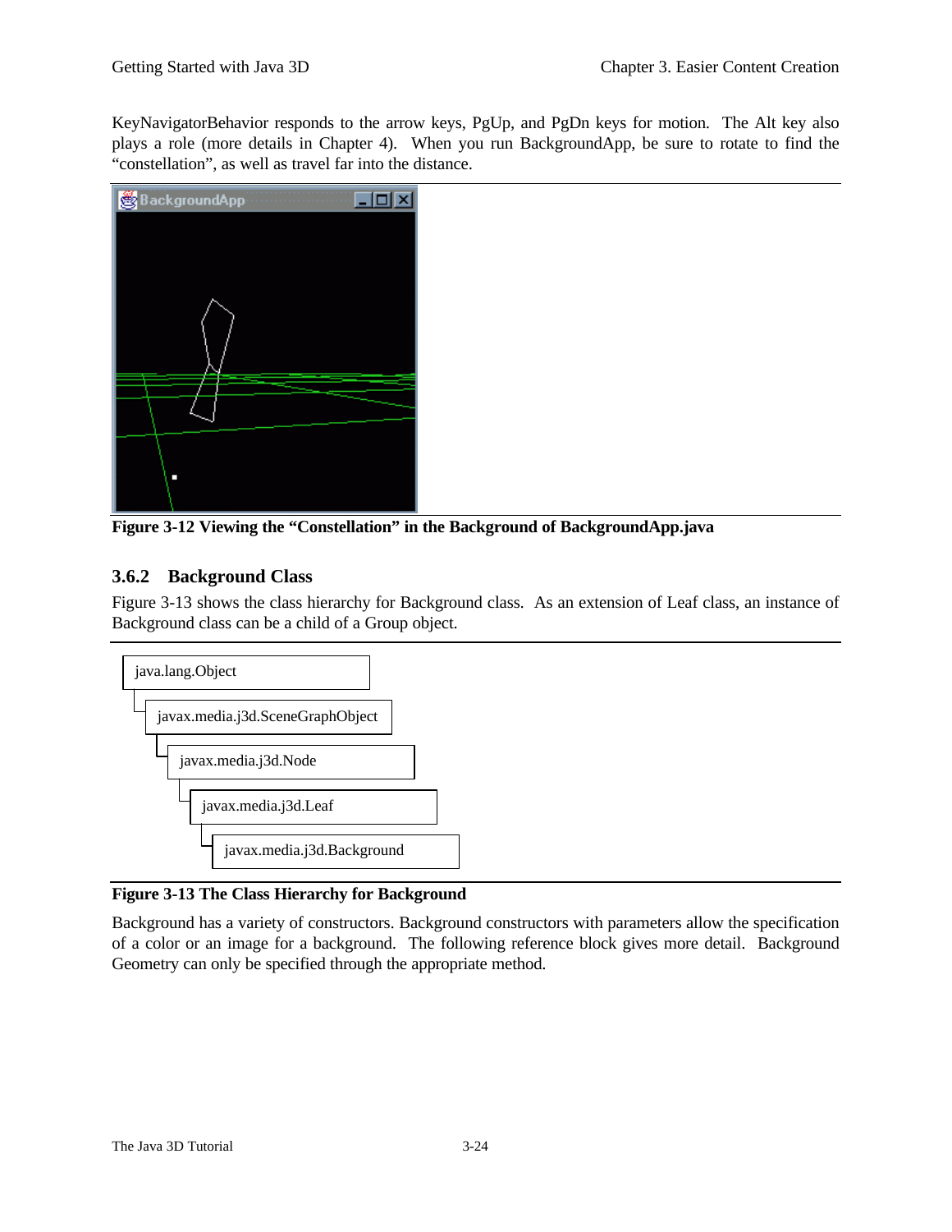KeyNavigatorBehavior responds to the arrow keys, PgUp, and PgDn keys for motion. The Alt key also plays a role (more details in Chapter 4). When you run BackgroundApp, be sure to rotate to find the "constellation", as well as travel far into the distance.

**Figure 3-12 Viewing the "Constellation" in the Background of BackgroundApp.java**

### 3.6.2 Background Class

Figure 3-13 shows the class hierarchy for Background class. As an extension of Leaf class, an instance of Background class can be a child of a Group object.

```
java.lang.Object
  javax.media.j3d.SceneGraphObject
    javax.media.j3d.Node
      javax.media.j3d.Leaf
        javax.media.j3d.Background
```

**Figure 3-13 The Class Hierarchy for Background**

Background has a variety of constructors. Background constructors with parameters allow the specification of a color or an image for a background. The following reference block gives more detail. Background Geometry can only be specified through the appropriate method.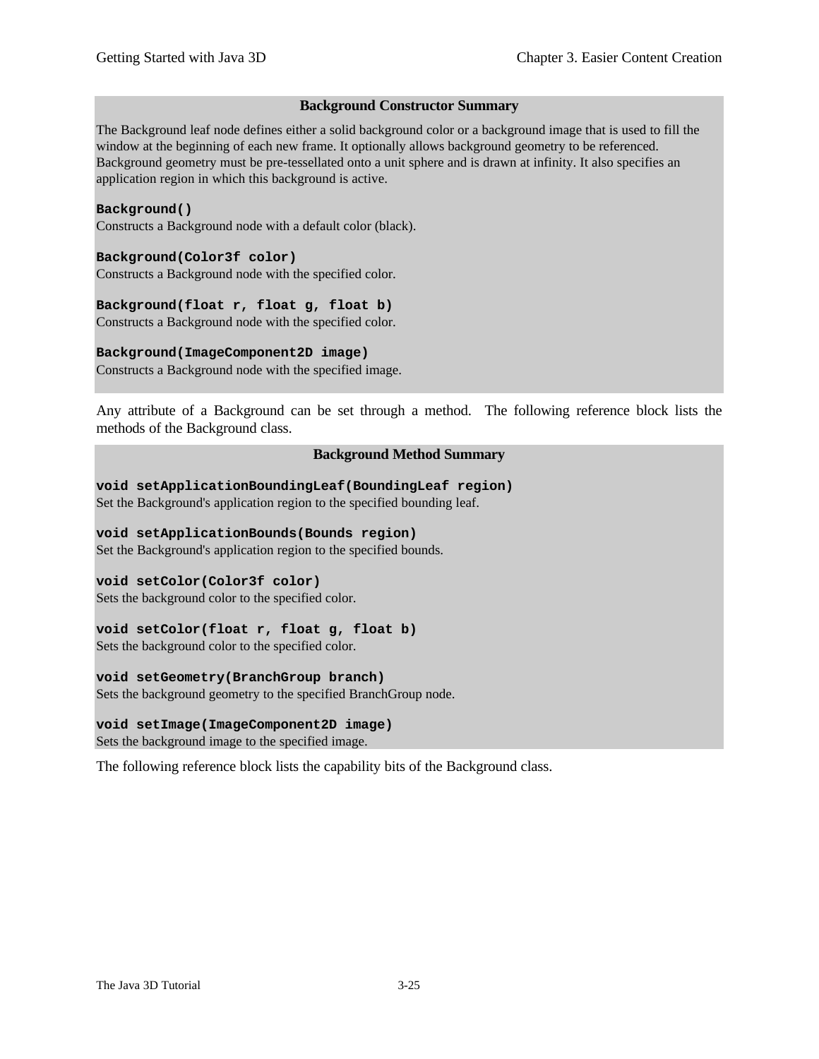**Background Constructor Summary**

The Background leaf node defines either a solid background color or a background image that is used to fill the window at the beginning of each new frame. It optionally allows background geometry to be referenced. Background geometry must be pre-tessellated onto a unit sphere and is drawn at infinity. It also specifies an application region in which this background is active.

**`Background()`**
Constructs a Background node with a default color (black).

**`Background(Color3f color)`**
Constructs a Background node with the specified color.

**`Background(float r, float g, float b)`**
Constructs a Background node with the specified color.

**`Background(ImageComponent2D image)`**
Constructs a Background node with the specified image.

Any attribute of a Background can be set through a method. The following reference block lists the methods of the Background class.

**Background Method Summary**

**`void setApplicationBoundingLeaf(BoundingLeaf region)`**
Set the Background's application region to the specified bounding leaf.

**`void setApplicationBounds(Bounds region)`**
Set the Background's application region to the specified bounds.

**`void setColor(Color3f color)`**
Sets the background color to the specified color.

**`void setColor(float r, float g, float b)`**
Sets the background color to the specified color.

**`void setGeometry(BranchGroup branch)`**
Sets the background geometry to the specified BranchGroup node.

**`void setImage(ImageComponent2D image)`**
Sets the background image to the specified image.

The following reference block lists the capability bits of the Background class.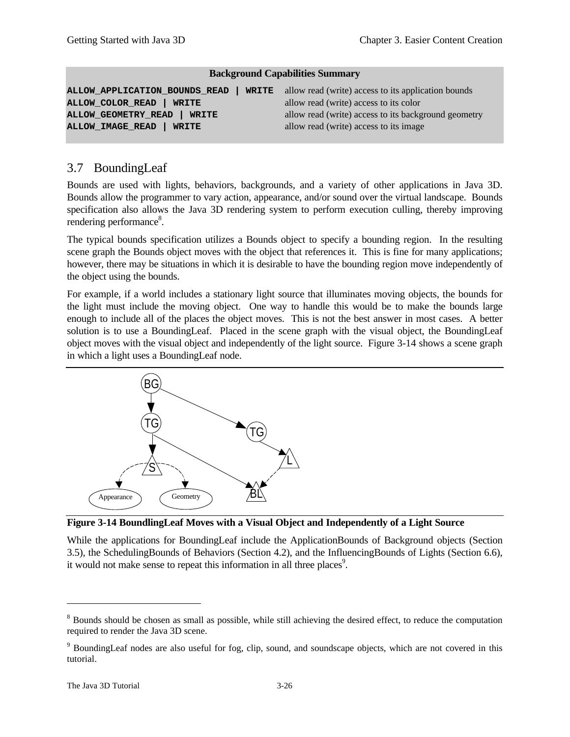| Background Capabilities Summary | |
|---|---|
| **ALLOW_APPLICATION_BOUNDS_READ \| WRITE** | allow read (write) access to its application bounds |
| **ALLOW_COLOR_READ \| WRITE** | allow read (write) access to its color |
| **ALLOW_GEOMETRY_READ \| WRITE** | allow read (write) access to its background geometry |
| **ALLOW_IMAGE_READ \| WRITE** | allow read (write) access to its image |

## 3.7 BoundingLeaf

Bounds are used with lights, behaviors, backgrounds, and a variety of other applications in Java 3D. Bounds allow the programmer to vary action, appearance, and/or sound over the virtual landscape. Bounds specification also allows the Java 3D rendering system to perform execution culling, thereby improving rendering performance[8].

The typical bounds specification utilizes a Bounds object to specify a bounding region. In the resulting scene graph the Bounds object moves with the object that references it. This is fine for many applications; however, there may be situations in which it is desirable to have the bounding region move independently of the object using the bounds.

For example, if a world includes a stationary light source that illuminates moving objects, the bounds for the light must include the moving object. One way to handle this would be to make the bounds large enough to include all of the places the object moves. This is not the best answer in most cases. A better solution is to use a BoundingLeaf. Placed in the scene graph with the visual object, the BoundingLeaf object moves with the visual object and independently of the light source. Figure 3-14 shows a scene graph in which a light uses a BoundingLeaf node.

**Figure 3-14 BoundlingLeaf Moves with a Visual Object and Independently of a Light Source**

While the applications for BoundingLeaf include the ApplicationBounds of Background objects (Section 3.5), the SchedulingBounds of Behaviors (Section 4.2), and the InfluencingBounds of Lights (Section 6.6), it would not make sense to repeat this information in all three places[9].

---

[8] Bounds should be chosen as small as possible, while still achieving the desired effect, to reduce the computation required to render the Java 3D scene.

[9] BoundingLeaf nodes are also useful for fog, clip, sound, and soundscape objects, which are not covered in this tutorial.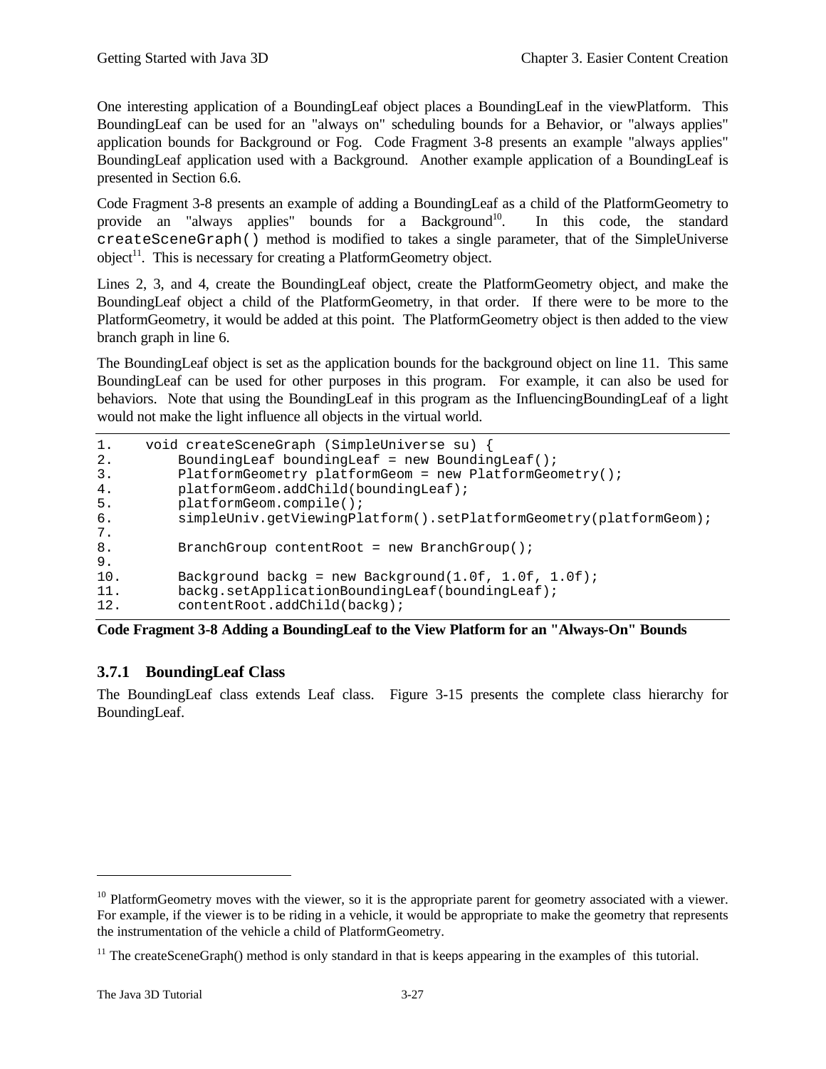One interesting application of a BoundingLeaf object places a BoundingLeaf in the viewPlatform. This BoundingLeaf can be used for an "always on" scheduling bounds for a Behavior, or "always applies" application bounds for Background or Fog. Code Fragment 3-8 presents an example "always applies" BoundingLeaf application used with a Background. Another example application of a BoundingLeaf is presented in Section 6.6.

Code Fragment 3-8 presents an example of adding a BoundingLeaf as a child of the PlatformGeometry to provide an "always applies" bounds for a Background[10]. In this code, the standard `createSceneGraph()` method is modified to takes a single parameter, that of the SimpleUniverse object[11]. This is necessary for creating a PlatformGeometry object.

Lines 2, 3, and 4, create the BoundingLeaf object, create the PlatformGeometry object, and make the BoundingLeaf object a child of the PlatformGeometry, in that order. If there were to be more to the PlatformGeometry, it would be added at this point. The PlatformGeometry object is then added to the view branch graph in line 6.

The BoundingLeaf object is set as the application bounds for the background object on line 11. This same BoundingLeaf can be used for other purposes in this program. For example, it can also be used for behaviors. Note that using the BoundingLeaf in this program as the InfluencingBoundingLeaf of a light would not make the light influence all objects in the virtual world.

```
1.    void createSceneGraph (SimpleUniverse su) {
2.        BoundingLeaf boundingLeaf = new BoundingLeaf();
3.        PlatformGeometry platformGeom = new PlatformGeometry();
4.        platformGeom.addChild(boundingLeaf);
5.        platformGeom.compile();
6.        simpleUniv.getViewingPlatform().setPlatformGeometry(platformGeom);
7.
8.        BranchGroup contentRoot = new BranchGroup();
9.
10.       Background backg = new Background(1.0f, 1.0f, 1.0f);
11.       backg.setApplicationBoundingLeaf(boundingLeaf);
12.       contentRoot.addChild(backg);
```

**Code Fragment 3-8 Adding a BoundingLeaf to the View Platform for an "Always-On" Bounds**

### 3.7.1 BoundingLeaf Class

The BoundingLeaf class extends Leaf class. Figure 3-15 presents the complete class hierarchy for BoundingLeaf.

[10] PlatformGeometry moves with the viewer, so it is the appropriate parent for geometry associated with a viewer. For example, if the viewer is to be riding in a vehicle, it would be appropriate to make the geometry that represents the instrumentation of the vehicle a child of PlatformGeometry.

[11] The createSceneGraph() method is only standard in that is keeps appearing in the examples of this tutorial.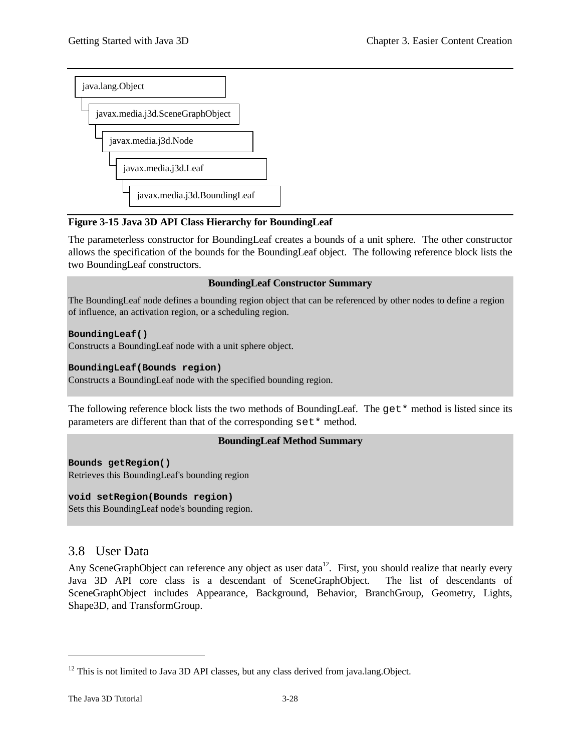```
java.lang.Object
  javax.media.j3d.SceneGraphObject
    javax.media.j3d.Node
      javax.media.j3d.Leaf
        javax.media.j3d.BoundingLeaf
```

**Figure 3-15 Java 3D API Class Hierarchy for BoundingLeaf**

The parameterless constructor for BoundingLeaf creates a bounds of a unit sphere. The other constructor allows the specification of the bounds for the BoundingLeaf object. The following reference block lists the two BoundingLeaf constructors.

> **BoundingLeaf Constructor Summary**
>
> The BoundingLeaf node defines a bounding region object that can be referenced by other nodes to define a region of influence, an activation region, or a scheduling region.
>
> **`BoundingLeaf()`**
> Constructs a BoundingLeaf node with a unit sphere object.
>
> **`BoundingLeaf(Bounds region)`**
> Constructs a BoundingLeaf node with the specified bounding region.

The following reference block lists the two methods of BoundingLeaf. The `get*` method is listed since its parameters are different than that of the corresponding `set*` method.

> **BoundingLeaf Method Summary**
>
> **`Bounds getRegion()`**
> Retrieves this BoundingLeaf's bounding region
>
> **`void setRegion(Bounds region)`**
> Sets this BoundingLeaf node's bounding region.

## 3.8 User Data

Any SceneGraphObject can reference any object as user data[12]. First, you should realize that nearly every Java 3D API core class is a descendant of SceneGraphObject. The list of descendants of SceneGraphObject includes Appearance, Background, Behavior, BranchGroup, Geometry, Lights, Shape3D, and TransformGroup.

---

[12] This is not limited to Java 3D API classes, but any class derived from java.lang.Object.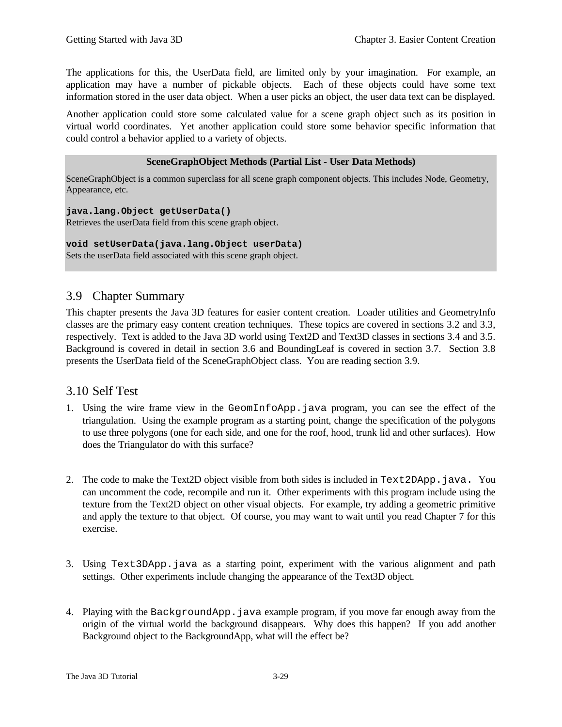The applications for this, the UserData field, are limited only by your imagination. For example, an application may have a number of pickable objects. Each of these objects could have some text information stored in the user data object. When a user picks an object, the user data text can be displayed.

Another application could store some calculated value for a scene graph object such as its position in virtual world coordinates. Yet another application could store some behavior specific information that could control a behavior applied to a variety of objects.

**SceneGraphObject Methods (Partial List - User Data Methods)**

SceneGraphObject is a common superclass for all scene graph component objects. This includes Node, Geometry, Appearance, etc.

**`java.lang.Object getUserData()`**
Retrieves the userData field from this scene graph object.

**`void setUserData(java.lang.Object userData)`**
Sets the userData field associated with this scene graph object.

## 3.9 Chapter Summary

This chapter presents the Java 3D features for easier content creation. Loader utilities and GeometryInfo classes are the primary easy content creation techniques. These topics are covered in sections 3.2 and 3.3, respectively. Text is added to the Java 3D world using Text2D and Text3D classes in sections 3.4 and 3.5. Background is covered in detail in section 3.6 and BoundingLeaf is covered in section 3.7. Section 3.8 presents the UserData field of the SceneGraphObject class. You are reading section 3.9.

## 3.10 Self Test

1. Using the wire frame view in the `GeomInfoApp.java` program, you can see the effect of the triangulation. Using the example program as a starting point, change the specification of the polygons to use three polygons (one for each side, and one for the roof, hood, trunk lid and other surfaces). How does the Triangulator do with this surface?

2. The code to make the Text2D object visible from both sides is included in `Text2DApp.java.` You can uncomment the code, recompile and run it. Other experiments with this program include using the texture from the Text2D object on other visual objects. For example, try adding a geometric primitive and apply the texture to that object. Of course, you may want to wait until you read Chapter 7 for this exercise.

3. Using `Text3DApp.java` as a starting point, experiment with the various alignment and path settings. Other experiments include changing the appearance of the Text3D object.

4. Playing with the `BackgroundApp.java` example program, if you move far enough away from the origin of the virtual world the background disappears. Why does this happen? If you add another Background object to the BackgroundApp, what will the effect be?